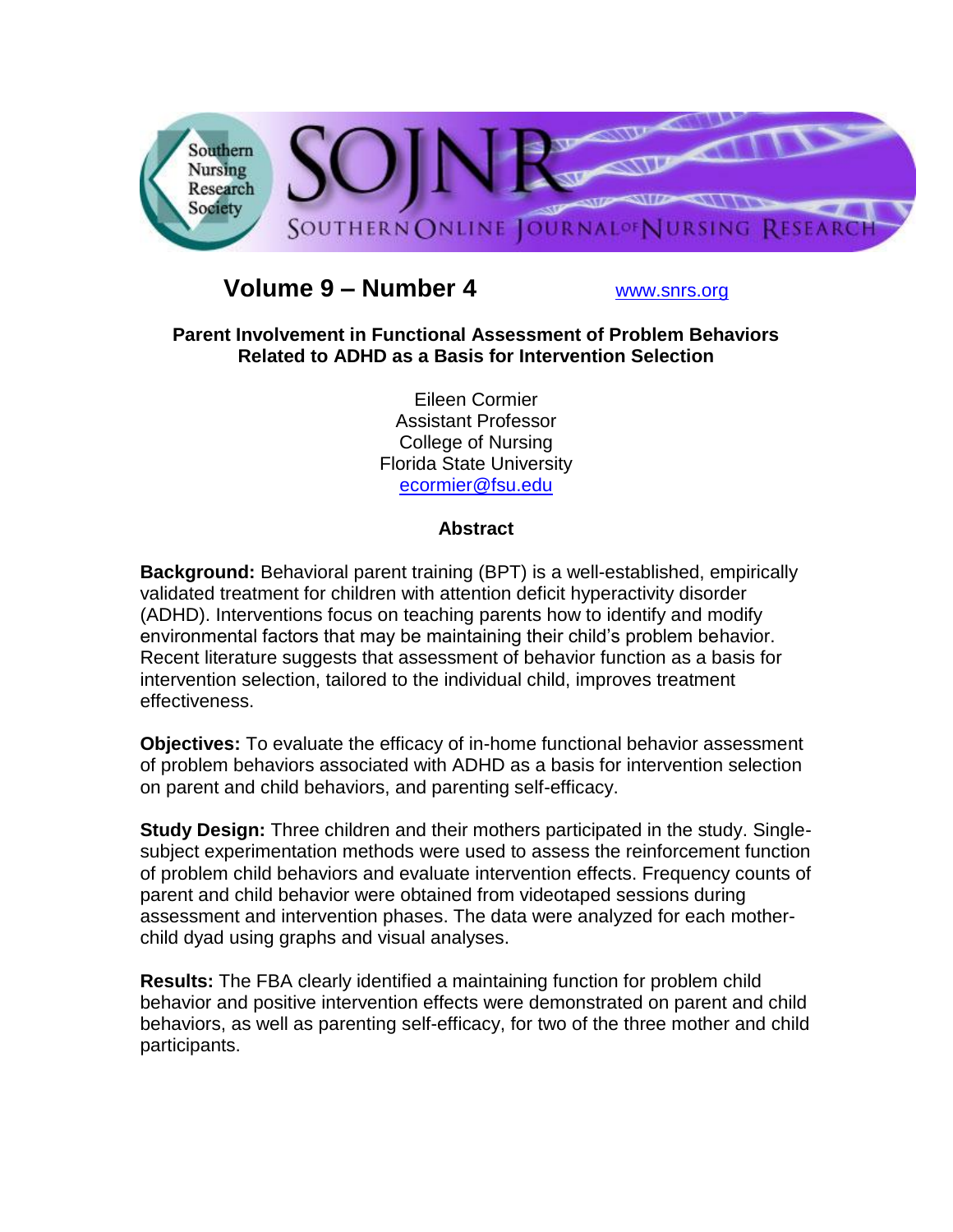**Volume 9 – Number 4** www.snrs.org

# Parent Involvement in Functional Assessment of Problem Behaviors Related to ADHD as a Basis for Intervention Selection

Eileen Cormier
Assistant Professor
College of Nursing
Florida State University
ecormier@fsu.edu

## Abstract

**Background:** Behavioral parent training (BPT) is a well-established, empirically validated treatment for children with attention deficit hyperactivity disorder (ADHD). Interventions focus on teaching parents how to identify and modify environmental factors that may be maintaining their child's problem behavior. Recent literature suggests that assessment of behavior function as a basis for intervention selection, tailored to the individual child, improves treatment effectiveness.

**Objectives:** To evaluate the efficacy of in-home functional behavior assessment of problem behaviors associated with ADHD as a basis for intervention selection on parent and child behaviors, and parenting self-efficacy.

**Study Design:** Three children and their mothers participated in the study. Single-subject experimentation methods were used to assess the reinforcement function of problem child behaviors and evaluate intervention effects. Frequency counts of parent and child behavior were obtained from videotaped sessions during assessment and intervention phases. The data were analyzed for each mother-child dyad using graphs and visual analyses.

**Results:** The FBA clearly identified a maintaining function for problem child behavior and positive intervention effects were demonstrated on parent and child behaviors, as well as parenting self-efficacy, for two of the three mother and child participants.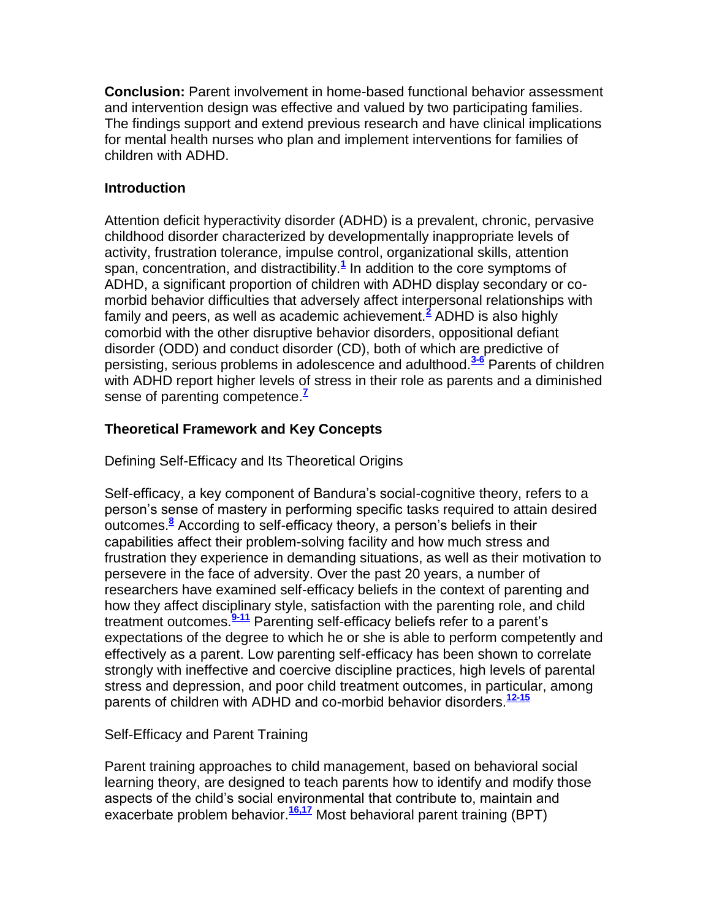**Conclusion:** Parent involvement in home-based functional behavior assessment and intervention design was effective and valued by two participating families. The findings support and extend previous research and have clinical implications for mental health nurses who plan and implement interventions for families of children with ADHD.

## Introduction

Attention deficit hyperactivity disorder (ADHD) is a prevalent, chronic, pervasive childhood disorder characterized by developmentally inappropriate levels of activity, frustration tolerance, impulse control, organizational skills, attention span, concentration, and distractibility.[1] In addition to the core symptoms of ADHD, a significant proportion of children with ADHD display secondary or co-morbid behavior difficulties that adversely affect interpersonal relationships with family and peers, as well as academic achievement.[2] ADHD is also highly comorbid with the other disruptive behavior disorders, oppositional defiant disorder (ODD) and conduct disorder (CD), both of which are predictive of persisting, serious problems in adolescence and adulthood.[3-6] Parents of children with ADHD report higher levels of stress in their role as parents and a diminished sense of parenting competence.[7]

## Theoretical Framework and Key Concepts

### Defining Self-Efficacy and Its Theoretical Origins

Self-efficacy, a key component of Bandura's social-cognitive theory, refers to a person's sense of mastery in performing specific tasks required to attain desired outcomes.[8] According to self-efficacy theory, a person's beliefs in their capabilities affect their problem-solving facility and how much stress and frustration they experience in demanding situations, as well as their motivation to persevere in the face of adversity. Over the past 20 years, a number of researchers have examined self-efficacy beliefs in the context of parenting and how they affect disciplinary style, satisfaction with the parenting role, and child treatment outcomes.[9-11] Parenting self-efficacy beliefs refer to a parent's expectations of the degree to which he or she is able to perform competently and effectively as a parent. Low parenting self-efficacy has been shown to correlate strongly with ineffective and coercive discipline practices, high levels of parental stress and depression, and poor child treatment outcomes, in particular, among parents of children with ADHD and co-morbid behavior disorders.[12-15]

### Self-Efficacy and Parent Training

Parent training approaches to child management, based on behavioral social learning theory, are designed to teach parents how to identify and modify those aspects of the child's social environmental that contribute to, maintain and exacerbate problem behavior.[16,17] Most behavioral parent training (BPT)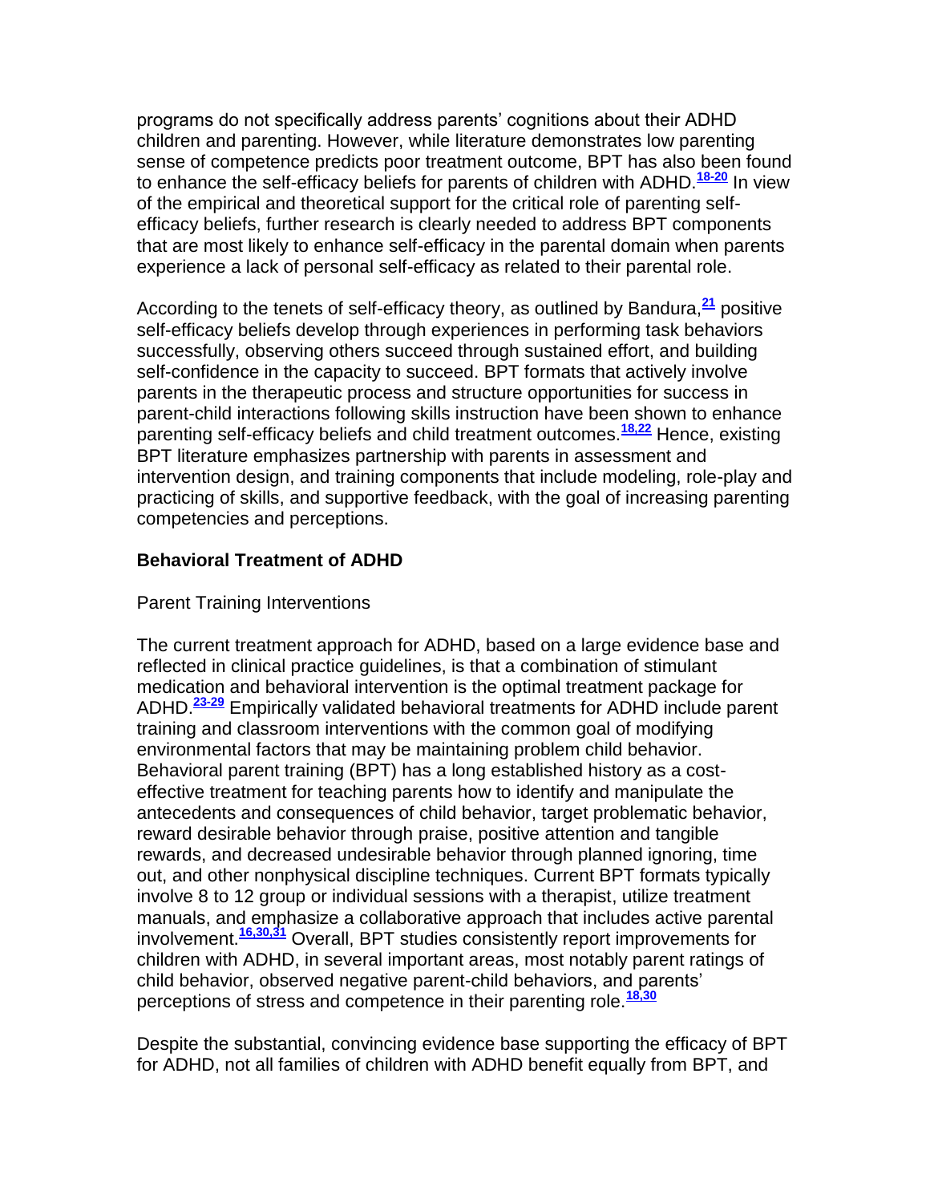programs do not specifically address parents' cognitions about their ADHD children and parenting. However, while literature demonstrates low parenting sense of competence predicts poor treatment outcome, BPT has also been found to enhance the self-efficacy beliefs for parents of children with ADHD.[18-20] In view of the empirical and theoretical support for the critical role of parenting self-efficacy beliefs, further research is clearly needed to address BPT components that are most likely to enhance self-efficacy in the parental domain when parents experience a lack of personal self-efficacy as related to their parental role.

According to the tenets of self-efficacy theory, as outlined by Bandura,[21] positive self-efficacy beliefs develop through experiences in performing task behaviors successfully, observing others succeed through sustained effort, and building self-confidence in the capacity to succeed. BPT formats that actively involve parents in the therapeutic process and structure opportunities for success in parent-child interactions following skills instruction have been shown to enhance parenting self-efficacy beliefs and child treatment outcomes.[18,22] Hence, existing BPT literature emphasizes partnership with parents in assessment and intervention design, and training components that include modeling, role-play and practicing of skills, and supportive feedback, with the goal of increasing parenting competencies and perceptions.

## Behavioral Treatment of ADHD

### Parent Training Interventions

The current treatment approach for ADHD, based on a large evidence base and reflected in clinical practice guidelines, is that a combination of stimulant medication and behavioral intervention is the optimal treatment package for ADHD.[23-29] Empirically validated behavioral treatments for ADHD include parent training and classroom interventions with the common goal of modifying environmental factors that may be maintaining problem child behavior. Behavioral parent training (BPT) has a long established history as a cost-effective treatment for teaching parents how to identify and manipulate the antecedents and consequences of child behavior, target problematic behavior, reward desirable behavior through praise, positive attention and tangible rewards, and decreased undesirable behavior through planned ignoring, time out, and other nonphysical discipline techniques. Current BPT formats typically involve 8 to 12 group or individual sessions with a therapist, utilize treatment manuals, and emphasize a collaborative approach that includes active parental involvement.[16,30,31] Overall, BPT studies consistently report improvements for children with ADHD, in several important areas, most notably parent ratings of child behavior, observed negative parent-child behaviors, and parents' perceptions of stress and competence in their parenting role.[18,30]

Despite the substantial, convincing evidence base supporting the efficacy of BPT for ADHD, not all families of children with ADHD benefit equally from BPT, and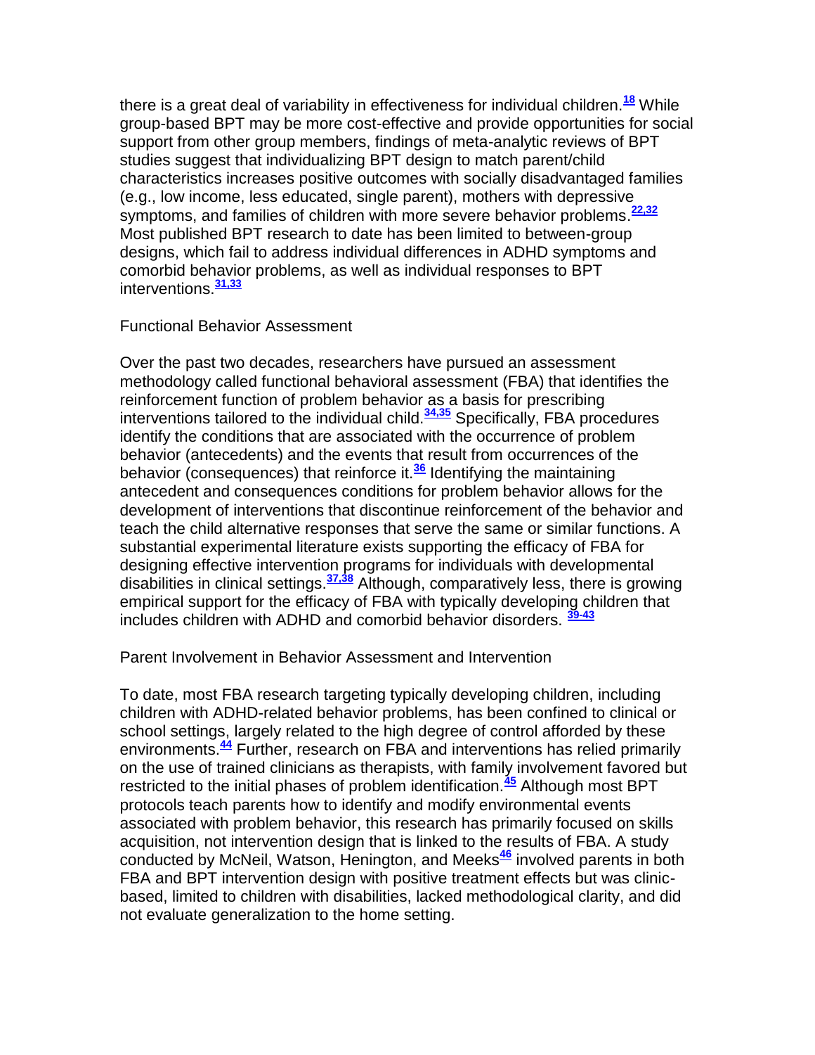there is a great deal of variability in effectiveness for individual children.[18] While group-based BPT may be more cost-effective and provide opportunities for social support from other group members, findings of meta-analytic reviews of BPT studies suggest that individualizing BPT design to match parent/child characteristics increases positive outcomes with socially disadvantaged families (e.g., low income, less educated, single parent), mothers with depressive symptoms, and families of children with more severe behavior problems.[22,32] Most published BPT research to date has been limited to between-group designs, which fail to address individual differences in ADHD symptoms and comorbid behavior problems, as well as individual responses to BPT interventions.[31,33]

## Functional Behavior Assessment

Over the past two decades, researchers have pursued an assessment methodology called functional behavioral assessment (FBA) that identifies the reinforcement function of problem behavior as a basis for prescribing interventions tailored to the individual child.[34,35] Specifically, FBA procedures identify the conditions that are associated with the occurrence of problem behavior (antecedents) and the events that result from occurrences of the behavior (consequences) that reinforce it.[36] Identifying the maintaining antecedent and consequences conditions for problem behavior allows for the development of interventions that discontinue reinforcement of the behavior and teach the child alternative responses that serve the same or similar functions. A substantial experimental literature exists supporting the efficacy of FBA for designing effective intervention programs for individuals with developmental disabilities in clinical settings.[37,38] Although, comparatively less, there is growing empirical support for the efficacy of FBA with typically developing children that includes children with ADHD and comorbid behavior disorders. [39-43]

## Parent Involvement in Behavior Assessment and Intervention

To date, most FBA research targeting typically developing children, including children with ADHD-related behavior problems, has been confined to clinical or school settings, largely related to the high degree of control afforded by these environments.[44] Further, research on FBA and interventions has relied primarily on the use of trained clinicians as therapists, with family involvement favored but restricted to the initial phases of problem identification.[45] Although most BPT protocols teach parents how to identify and modify environmental events associated with problem behavior, this research has primarily focused on skills acquisition, not intervention design that is linked to the results of FBA. A study conducted by McNeil, Watson, Henington, and Meeks[46] involved parents in both FBA and BPT intervention design with positive treatment effects but was clinic-based, limited to children with disabilities, lacked methodological clarity, and did not evaluate generalization to the home setting.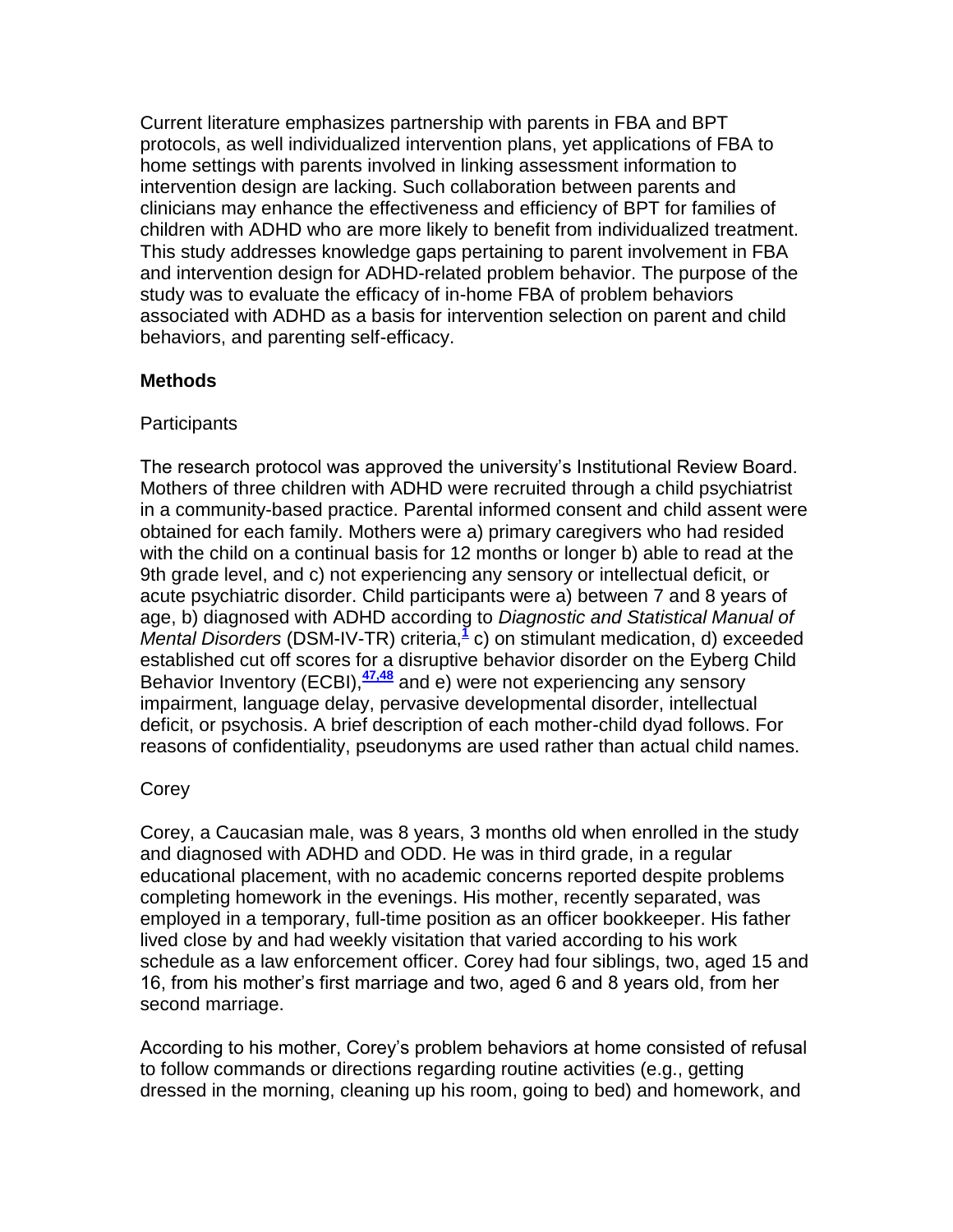Current literature emphasizes partnership with parents in FBA and BPT protocols, as well individualized intervention plans, yet applications of FBA to home settings with parents involved in linking assessment information to intervention design are lacking. Such collaboration between parents and clinicians may enhance the effectiveness and efficiency of BPT for families of children with ADHD who are more likely to benefit from individualized treatment. This study addresses knowledge gaps pertaining to parent involvement in FBA and intervention design for ADHD-related problem behavior. The purpose of the study was to evaluate the efficacy of in-home FBA of problem behaviors associated with ADHD as a basis for intervention selection on parent and child behaviors, and parenting self-efficacy.

## Methods

### Participants

The research protocol was approved the university's Institutional Review Board. Mothers of three children with ADHD were recruited through a child psychiatrist in a community-based practice. Parental informed consent and child assent were obtained for each family. Mothers were a) primary caregivers who had resided with the child on a continual basis for 12 months or longer b) able to read at the 9th grade level, and c) not experiencing any sensory or intellectual deficit, or acute psychiatric disorder. Child participants were a) between 7 and 8 years of age, b) diagnosed with ADHD according to *Diagnostic and Statistical Manual of Mental Disorders* (DSM-IV-TR) criteria,[1] c) on stimulant medication, d) exceeded established cut off scores for a disruptive behavior disorder on the Eyberg Child Behavior Inventory (ECBI),[47,48] and e) were not experiencing any sensory impairment, language delay, pervasive developmental disorder, intellectual deficit, or psychosis. A brief description of each mother-child dyad follows. For reasons of confidentiality, pseudonyms are used rather than actual child names.

### Corey

Corey, a Caucasian male, was 8 years, 3 months old when enrolled in the study and diagnosed with ADHD and ODD. He was in third grade, in a regular educational placement, with no academic concerns reported despite problems completing homework in the evenings. His mother, recently separated, was employed in a temporary, full-time position as an officer bookkeeper. His father lived close by and had weekly visitation that varied according to his work schedule as a law enforcement officer. Corey had four siblings, two, aged 15 and 16, from his mother's first marriage and two, aged 6 and 8 years old, from her second marriage.

According to his mother, Corey's problem behaviors at home consisted of refusal to follow commands or directions regarding routine activities (e.g., getting dressed in the morning, cleaning up his room, going to bed) and homework, and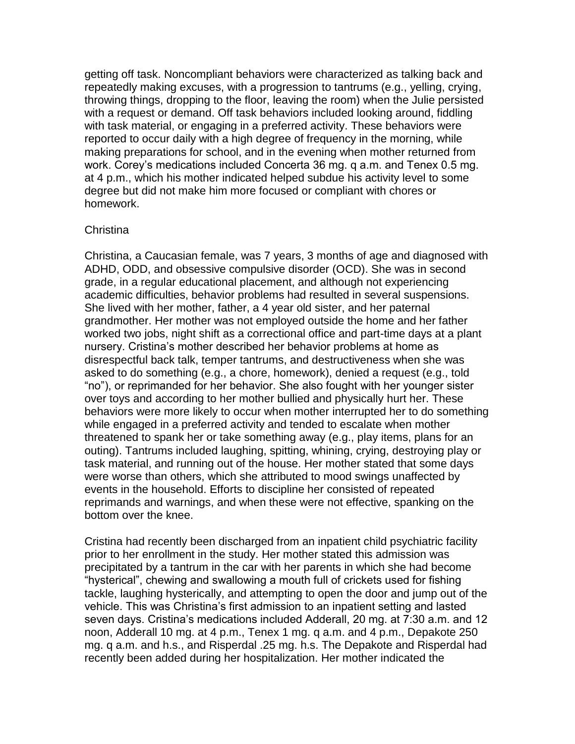getting off task. Noncompliant behaviors were characterized as talking back and repeatedly making excuses, with a progression to tantrums (e.g., yelling, crying, throwing things, dropping to the floor, leaving the room) when the Julie persisted with a request or demand. Off task behaviors included looking around, fiddling with task material, or engaging in a preferred activity. These behaviors were reported to occur daily with a high degree of frequency in the morning, while making preparations for school, and in the evening when mother returned from work. Corey's medications included Concerta 36 mg. q a.m. and Tenex 0.5 mg. at 4 p.m., which his mother indicated helped subdue his activity level to some degree but did not make him more focused or compliant with chores or homework.

Christina

Christina, a Caucasian female, was 7 years, 3 months of age and diagnosed with ADHD, ODD, and obsessive compulsive disorder (OCD). She was in second grade, in a regular educational placement, and although not experiencing academic difficulties, behavior problems had resulted in several suspensions. She lived with her mother, father, a 4 year old sister, and her paternal grandmother. Her mother was not employed outside the home and her father worked two jobs, night shift as a correctional office and part-time days at a plant nursery. Cristina's mother described her behavior problems at home as disrespectful back talk, temper tantrums, and destructiveness when she was asked to do something (e.g., a chore, homework), denied a request (e.g., told "no"), or reprimanded for her behavior. She also fought with her younger sister over toys and according to her mother bullied and physically hurt her. These behaviors were more likely to occur when mother interrupted her to do something while engaged in a preferred activity and tended to escalate when mother threatened to spank her or take something away (e.g., play items, plans for an outing). Tantrums included laughing, spitting, whining, crying, destroying play or task material, and running out of the house. Her mother stated that some days were worse than others, which she attributed to mood swings unaffected by events in the household. Efforts to discipline her consisted of repeated reprimands and warnings, and when these were not effective, spanking on the bottom over the knee.

Cristina had recently been discharged from an inpatient child psychiatric facility prior to her enrollment in the study. Her mother stated this admission was precipitated by a tantrum in the car with her parents in which she had become "hysterical", chewing and swallowing a mouth full of crickets used for fishing tackle, laughing hysterically, and attempting to open the door and jump out of the vehicle. This was Christina's first admission to an inpatient setting and lasted seven days. Cristina's medications included Adderall, 20 mg. at 7:30 a.m. and 12 noon, Adderall 10 mg. at 4 p.m., Tenex 1 mg. q a.m. and 4 p.m., Depakote 250 mg. q a.m. and h.s., and Risperdal .25 mg. h.s. The Depakote and Risperdal had recently been added during her hospitalization. Her mother indicated the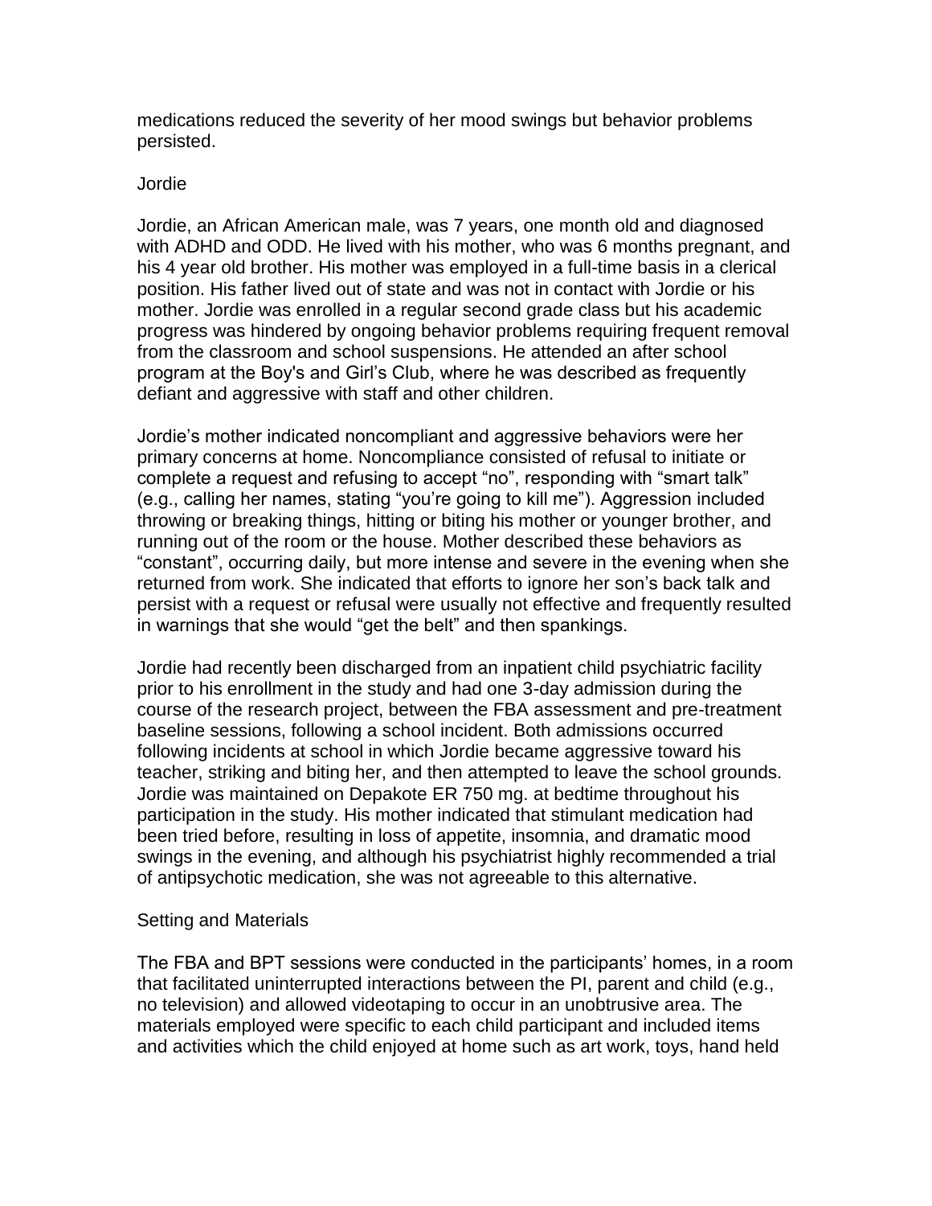medications reduced the severity of her mood swings but behavior problems persisted.

### Jordie

Jordie, an African American male, was 7 years, one month old and diagnosed with ADHD and ODD. He lived with his mother, who was 6 months pregnant, and his 4 year old brother. His mother was employed in a full-time basis in a clerical position. His father lived out of state and was not in contact with Jordie or his mother. Jordie was enrolled in a regular second grade class but his academic progress was hindered by ongoing behavior problems requiring frequent removal from the classroom and school suspensions. He attended an after school program at the Boy's and Girl's Club, where he was described as frequently defiant and aggressive with staff and other children.

Jordie's mother indicated noncompliant and aggressive behaviors were her primary concerns at home. Noncompliance consisted of refusal to initiate or complete a request and refusing to accept "no", responding with "smart talk" (e.g., calling her names, stating "you're going to kill me"). Aggression included throwing or breaking things, hitting or biting his mother or younger brother, and running out of the room or the house. Mother described these behaviors as "constant", occurring daily, but more intense and severe in the evening when she returned from work. She indicated that efforts to ignore her son's back talk and persist with a request or refusal were usually not effective and frequently resulted in warnings that she would "get the belt" and then spankings.

Jordie had recently been discharged from an inpatient child psychiatric facility prior to his enrollment in the study and had one 3-day admission during the course of the research project, between the FBA assessment and pre-treatment baseline sessions, following a school incident. Both admissions occurred following incidents at school in which Jordie became aggressive toward his teacher, striking and biting her, and then attempted to leave the school grounds. Jordie was maintained on Depakote ER 750 mg. at bedtime throughout his participation in the study. His mother indicated that stimulant medication had been tried before, resulting in loss of appetite, insomnia, and dramatic mood swings in the evening, and although his psychiatrist highly recommended a trial of antipsychotic medication, she was not agreeable to this alternative.

### Setting and Materials

The FBA and BPT sessions were conducted in the participants' homes, in a room that facilitated uninterrupted interactions between the PI, parent and child (e.g., no television) and allowed videotaping to occur in an unobtrusive area. The materials employed were specific to each child participant and included items and activities which the child enjoyed at home such as art work, toys, hand held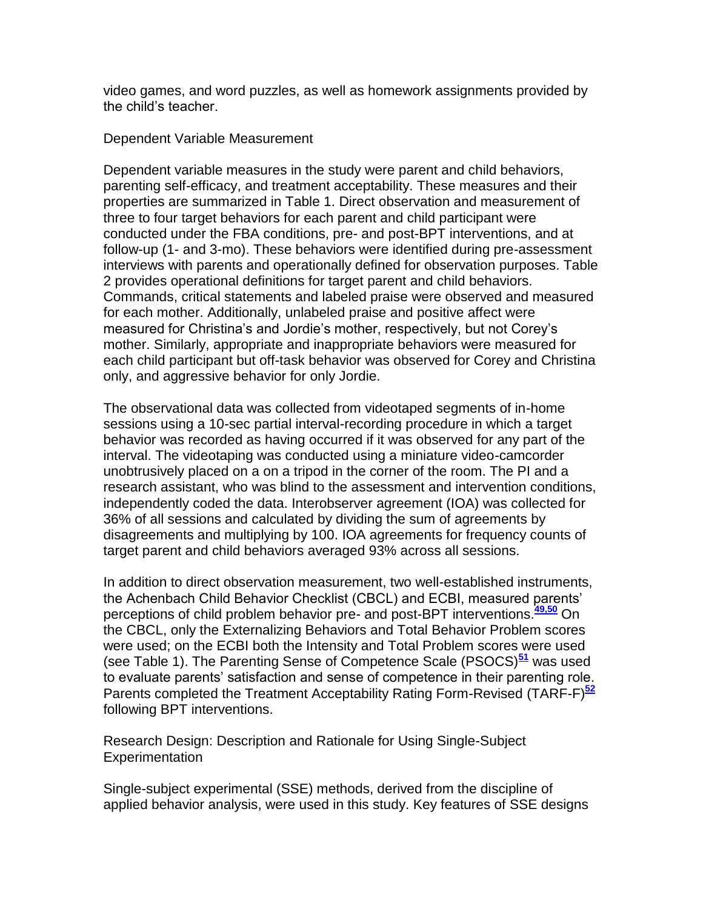video games, and word puzzles, as well as homework assignments provided by the child's teacher.

## Dependent Variable Measurement

Dependent variable measures in the study were parent and child behaviors, parenting self-efficacy, and treatment acceptability. These measures and their properties are summarized in Table 1. Direct observation and measurement of three to four target behaviors for each parent and child participant were conducted under the FBA conditions, pre- and post-BPT interventions, and at follow-up (1- and 3-mo). These behaviors were identified during pre-assessment interviews with parents and operationally defined for observation purposes. Table 2 provides operational definitions for target parent and child behaviors. Commands, critical statements and labeled praise were observed and measured for each mother. Additionally, unlabeled praise and positive affect were measured for Christina's and Jordie's mother, respectively, but not Corey's mother. Similarly, appropriate and inappropriate behaviors were measured for each child participant but off-task behavior was observed for Corey and Christina only, and aggressive behavior for only Jordie.

The observational data was collected from videotaped segments of in-home sessions using a 10-sec partial interval-recording procedure in which a target behavior was recorded as having occurred if it was observed for any part of the interval. The videotaping was conducted using a miniature video-camcorder unobtrusively placed on a on a tripod in the corner of the room. The PI and a research assistant, who was blind to the assessment and intervention conditions, independently coded the data. Interobserver agreement (IOA) was collected for 36% of all sessions and calculated by dividing the sum of agreements by disagreements and multiplying by 100. IOA agreements for frequency counts of target parent and child behaviors averaged 93% across all sessions.

In addition to direct observation measurement, two well-established instruments, the Achenbach Child Behavior Checklist (CBCL) and ECBI, measured parents' perceptions of child problem behavior pre- and post-BPT interventions.[49,50] On the CBCL, only the Externalizing Behaviors and Total Behavior Problem scores were used; on the ECBI both the Intensity and Total Problem scores were used (see Table 1). The Parenting Sense of Competence Scale (PSOCS)[51] was used to evaluate parents' satisfaction and sense of competence in their parenting role. Parents completed the Treatment Acceptability Rating Form-Revised (TARF-F)[52] following BPT interventions.

## Research Design: Description and Rationale for Using Single-Subject Experimentation

Single-subject experimental (SSE) methods, derived from the discipline of applied behavior analysis, were used in this study. Key features of SSE designs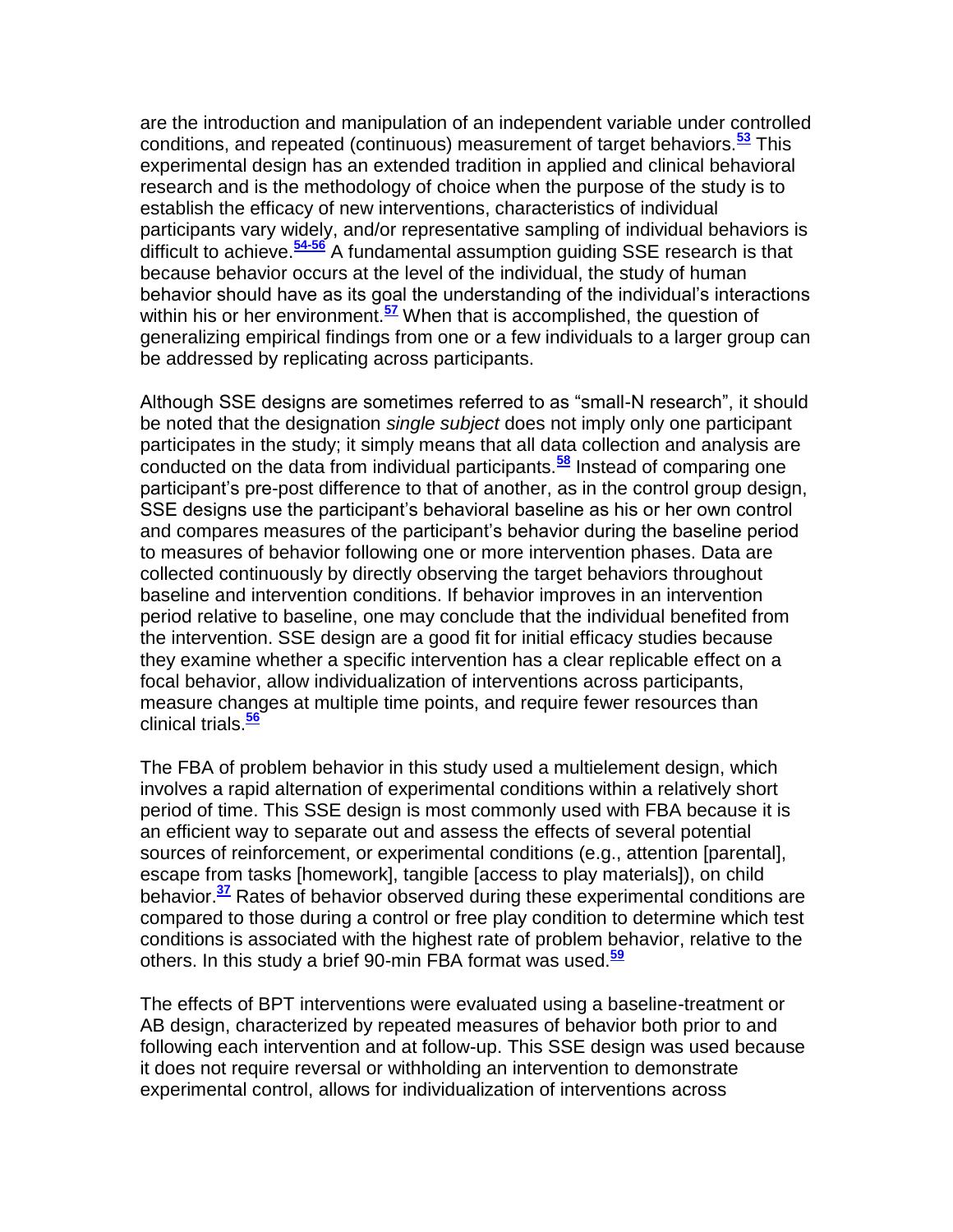are the introduction and manipulation of an independent variable under controlled conditions, and repeated (continuous) measurement of target behaviors.[53] This experimental design has an extended tradition in applied and clinical behavioral research and is the methodology of choice when the purpose of the study is to establish the efficacy of new interventions, characteristics of individual participants vary widely, and/or representative sampling of individual behaviors is difficult to achieve.[54-56] A fundamental assumption guiding SSE research is that because behavior occurs at the level of the individual, the study of human behavior should have as its goal the understanding of the individual's interactions within his or her environment.[57] When that is accomplished, the question of generalizing empirical findings from one or a few individuals to a larger group can be addressed by replicating across participants.

Although SSE designs are sometimes referred to as "small-N research", it should be noted that the designation *single subject* does not imply only one participant participates in the study; it simply means that all data collection and analysis are conducted on the data from individual participants.[58] Instead of comparing one participant's pre-post difference to that of another, as in the control group design, SSE designs use the participant's behavioral baseline as his or her own control and compares measures of the participant's behavior during the baseline period to measures of behavior following one or more intervention phases. Data are collected continuously by directly observing the target behaviors throughout baseline and intervention conditions. If behavior improves in an intervention period relative to baseline, one may conclude that the individual benefited from the intervention. SSE design are a good fit for initial efficacy studies because they examine whether a specific intervention has a clear replicable effect on a focal behavior, allow individualization of interventions across participants, measure changes at multiple time points, and require fewer resources than clinical trials.[56]

The FBA of problem behavior in this study used a multielement design, which involves a rapid alternation of experimental conditions within a relatively short period of time. This SSE design is most commonly used with FBA because it is an efficient way to separate out and assess the effects of several potential sources of reinforcement, or experimental conditions (e.g., attention [parental], escape from tasks [homework], tangible [access to play materials]), on child behavior.[37] Rates of behavior observed during these experimental conditions are compared to those during a control or free play condition to determine which test conditions is associated with the highest rate of problem behavior, relative to the others. In this study a brief 90-min FBA format was used.[59]

The effects of BPT interventions were evaluated using a baseline-treatment or AB design, characterized by repeated measures of behavior both prior to and following each intervention and at follow-up. This SSE design was used because it does not require reversal or withholding an intervention to demonstrate experimental control, allows for individualization of interventions across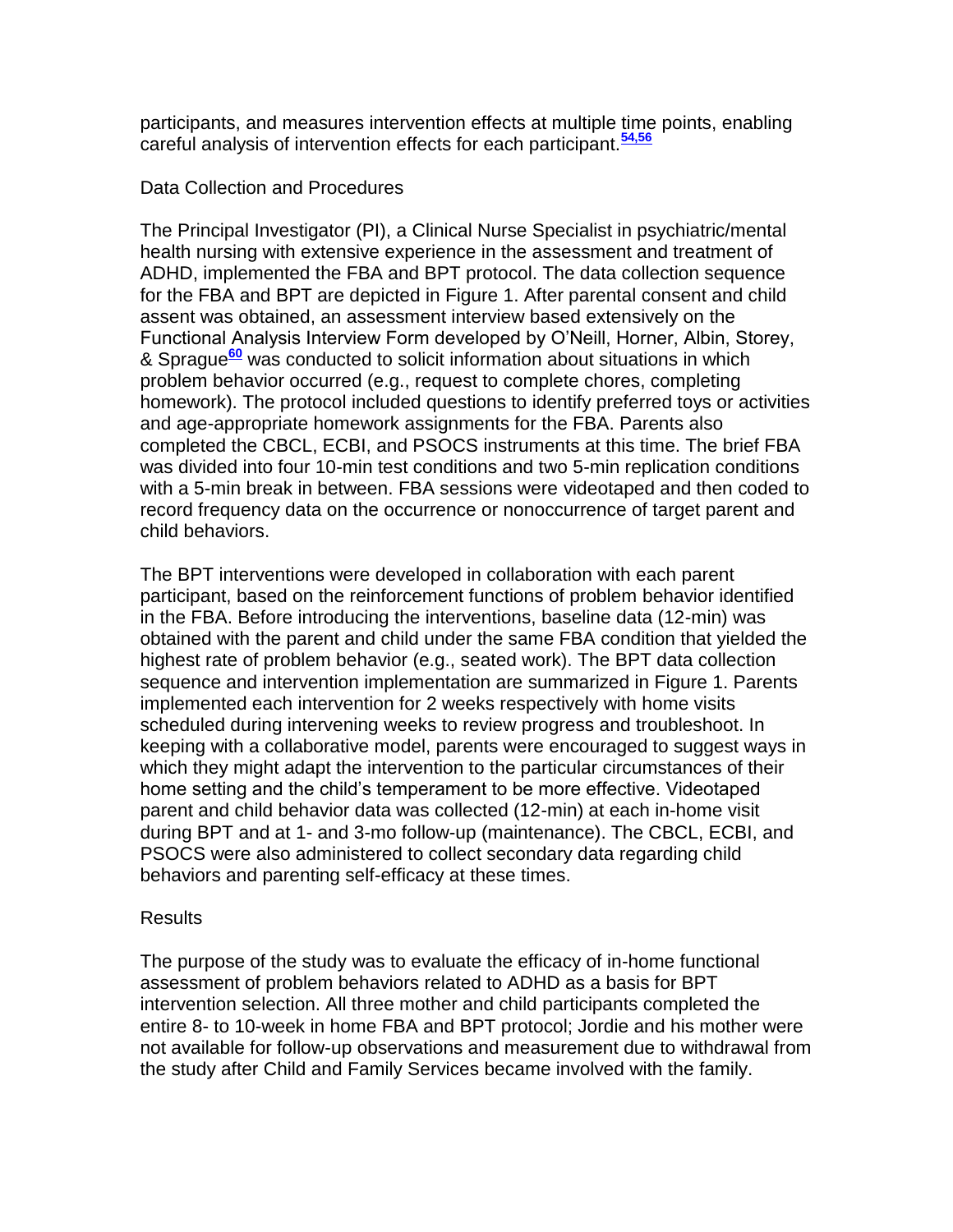participants, and measures intervention effects at multiple time points, enabling careful analysis of intervention effects for each participant.[54,56]

## Data Collection and Procedures

The Principal Investigator (PI), a Clinical Nurse Specialist in psychiatric/mental health nursing with extensive experience in the assessment and treatment of ADHD, implemented the FBA and BPT protocol. The data collection sequence for the FBA and BPT are depicted in Figure 1. After parental consent and child assent was obtained, an assessment interview based extensively on the Functional Analysis Interview Form developed by O'Neill, Horner, Albin, Storey, & Sprague[60] was conducted to solicit information about situations in which problem behavior occurred (e.g., request to complete chores, completing homework). The protocol included questions to identify preferred toys or activities and age-appropriate homework assignments for the FBA. Parents also completed the CBCL, ECBI, and PSOCS instruments at this time. The brief FBA was divided into four 10-min test conditions and two 5-min replication conditions with a 5-min break in between. FBA sessions were videotaped and then coded to record frequency data on the occurrence or nonoccurrence of target parent and child behaviors.

The BPT interventions were developed in collaboration with each parent participant, based on the reinforcement functions of problem behavior identified in the FBA. Before introducing the interventions, baseline data (12-min) was obtained with the parent and child under the same FBA condition that yielded the highest rate of problem behavior (e.g., seated work). The BPT data collection sequence and intervention implementation are summarized in Figure 1. Parents implemented each intervention for 2 weeks respectively with home visits scheduled during intervening weeks to review progress and troubleshoot. In keeping with a collaborative model, parents were encouraged to suggest ways in which they might adapt the intervention to the particular circumstances of their home setting and the child's temperament to be more effective. Videotaped parent and child behavior data was collected (12-min) at each in-home visit during BPT and at 1- and 3-mo follow-up (maintenance). The CBCL, ECBI, and PSOCS were also administered to collect secondary data regarding child behaviors and parenting self-efficacy at these times.

## Results

The purpose of the study was to evaluate the efficacy of in-home functional assessment of problem behaviors related to ADHD as a basis for BPT intervention selection. All three mother and child participants completed the entire 8- to 10-week in home FBA and BPT protocol; Jordie and his mother were not available for follow-up observations and measurement due to withdrawal from the study after Child and Family Services became involved with the family.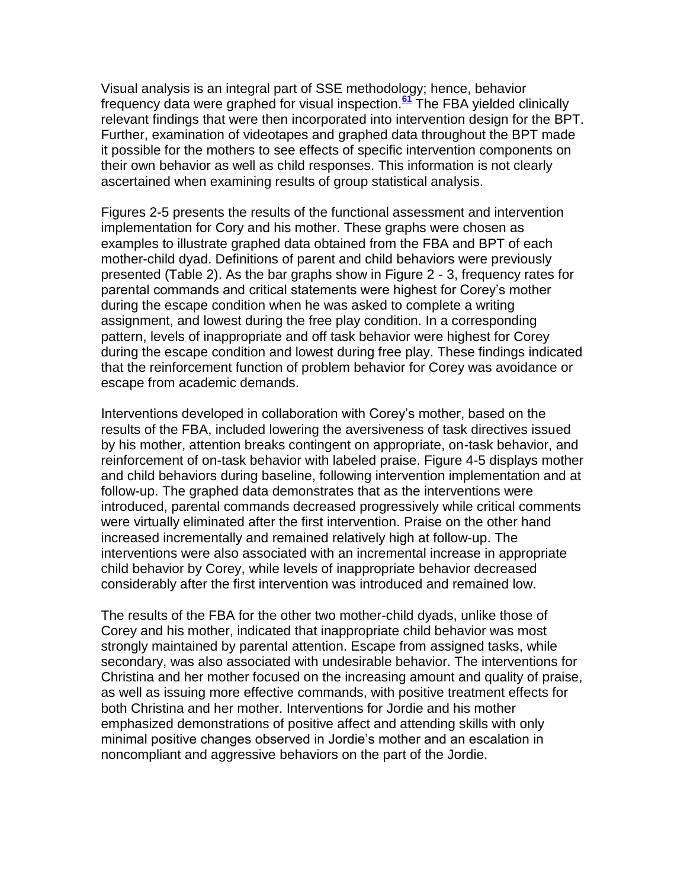Visual analysis is an integral part of SSE methodology; hence, behavior frequency data were graphed for visual inspection.[61] The FBA yielded clinically relevant findings that were then incorporated into intervention design for the BPT. Further, examination of videotapes and graphed data throughout the BPT made it possible for the mothers to see effects of specific intervention components on their own behavior as well as child responses. This information is not clearly ascertained when examining results of group statistical analysis.

Figures 2-5 presents the results of the functional assessment and intervention implementation for Cory and his mother. These graphs were chosen as examples to illustrate graphed data obtained from the FBA and BPT of each mother-child dyad. Definitions of parent and child behaviors were previously presented (Table 2). As the bar graphs show in Figure 2 - 3, frequency rates for parental commands and critical statements were highest for Corey's mother during the escape condition when he was asked to complete a writing assignment, and lowest during the free play condition. In a corresponding pattern, levels of inappropriate and off task behavior were highest for Corey during the escape condition and lowest during free play. These findings indicated that the reinforcement function of problem behavior for Corey was avoidance or escape from academic demands.

Interventions developed in collaboration with Corey's mother, based on the results of the FBA, included lowering the aversiveness of task directives issued by his mother, attention breaks contingent on appropriate, on-task behavior, and reinforcement of on-task behavior with labeled praise. Figure 4-5 displays mother and child behaviors during baseline, following intervention implementation and at follow-up. The graphed data demonstrates that as the interventions were introduced, parental commands decreased progressively while critical comments were virtually eliminated after the first intervention. Praise on the other hand increased incrementally and remained relatively high at follow-up. The interventions were also associated with an incremental increase in appropriate child behavior by Corey, while levels of inappropriate behavior decreased considerably after the first intervention was introduced and remained low.

The results of the FBA for the other two mother-child dyads, unlike those of Corey and his mother, indicated that inappropriate child behavior was most strongly maintained by parental attention. Escape from assigned tasks, while secondary, was also associated with undesirable behavior. The interventions for Christina and her mother focused on the increasing amount and quality of praise, as well as issuing more effective commands, with positive treatment effects for both Christina and her mother. Interventions for Jordie and his mother emphasized demonstrations of positive affect and attending skills with only minimal positive changes observed in Jordie's mother and an escalation in noncompliant and aggressive behaviors on the part of the Jordie.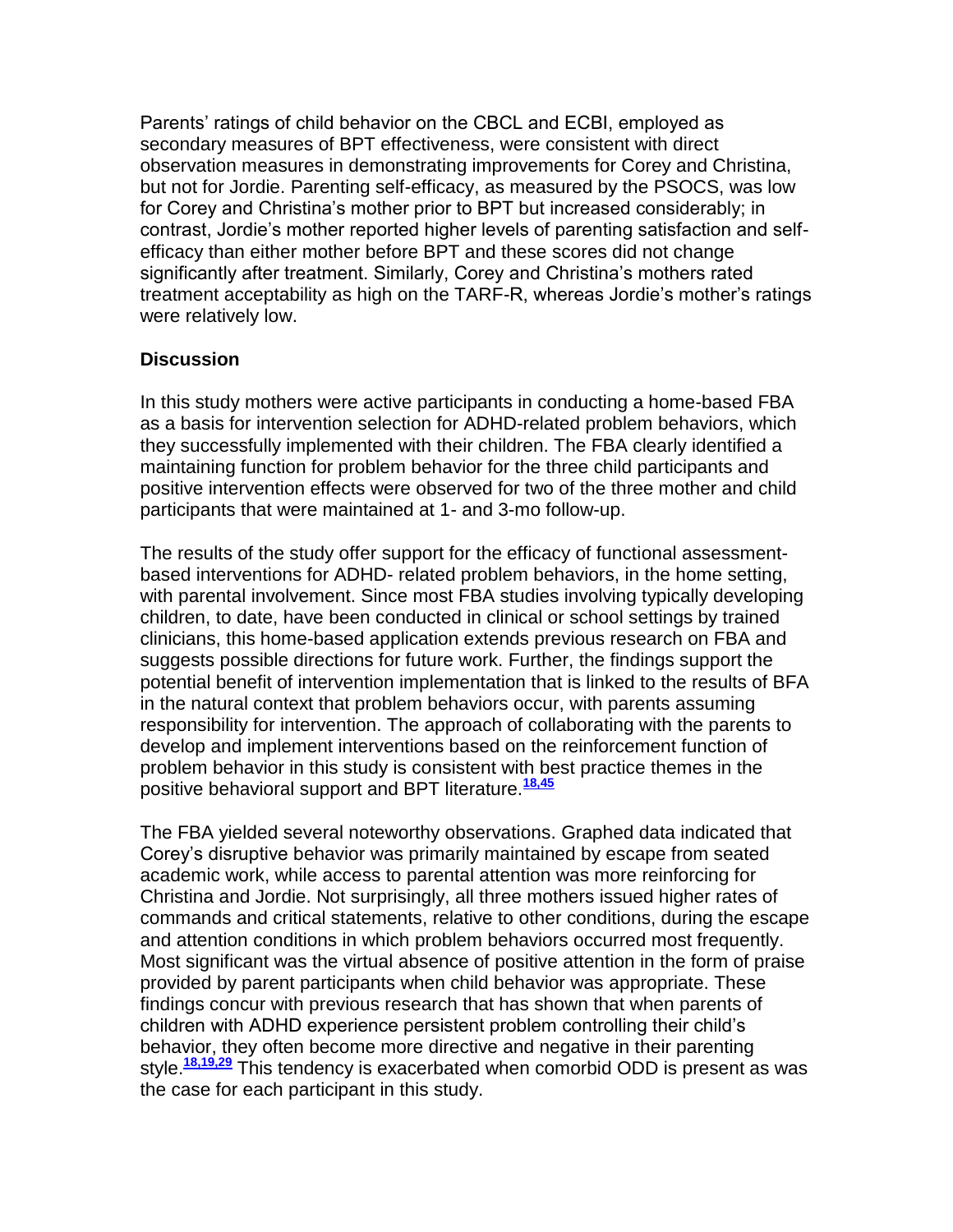Parents' ratings of child behavior on the CBCL and ECBI, employed as secondary measures of BPT effectiveness, were consistent with direct observation measures in demonstrating improvements for Corey and Christina, but not for Jordie. Parenting self-efficacy, as measured by the PSOCS, was low for Corey and Christina's mother prior to BPT but increased considerably; in contrast, Jordie's mother reported higher levels of parenting satisfaction and self-efficacy than either mother before BPT and these scores did not change significantly after treatment. Similarly, Corey and Christina's mothers rated treatment acceptability as high on the TARF-R, whereas Jordie's mother's ratings were relatively low.

## Discussion

In this study mothers were active participants in conducting a home-based FBA as a basis for intervention selection for ADHD-related problem behaviors, which they successfully implemented with their children. The FBA clearly identified a maintaining function for problem behavior for the three child participants and positive intervention effects were observed for two of the three mother and child participants that were maintained at 1- and 3-mo follow-up.

The results of the study offer support for the efficacy of functional assessment-based interventions for ADHD- related problem behaviors, in the home setting, with parental involvement. Since most FBA studies involving typically developing children, to date, have been conducted in clinical or school settings by trained clinicians, this home-based application extends previous research on FBA and suggests possible directions for future work. Further, the findings support the potential benefit of intervention implementation that is linked to the results of BFA in the natural context that problem behaviors occur, with parents assuming responsibility for intervention. The approach of collaborating with the parents to develop and implement interventions based on the reinforcement function of problem behavior in this study is consistent with best practice themes in the positive behavioral support and BPT literature.[18,45]

The FBA yielded several noteworthy observations. Graphed data indicated that Corey's disruptive behavior was primarily maintained by escape from seated academic work, while access to parental attention was more reinforcing for Christina and Jordie. Not surprisingly, all three mothers issued higher rates of commands and critical statements, relative to other conditions, during the escape and attention conditions in which problem behaviors occurred most frequently. Most significant was the virtual absence of positive attention in the form of praise provided by parent participants when child behavior was appropriate. These findings concur with previous research that has shown that when parents of children with ADHD experience persistent problem controlling their child's behavior, they often become more directive and negative in their parenting style.[18,19,29] This tendency is exacerbated when comorbid ODD is present as was the case for each participant in this study.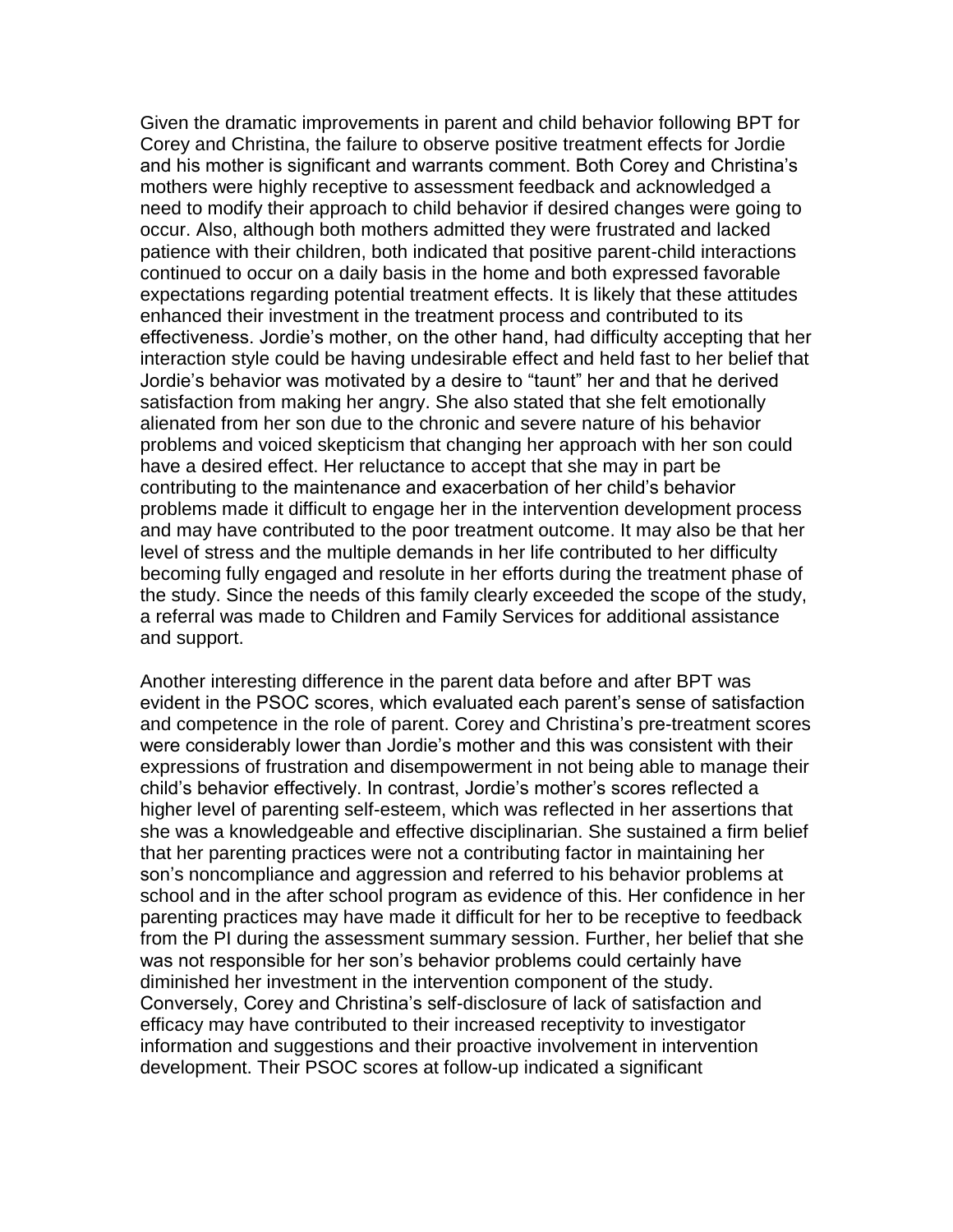Given the dramatic improvements in parent and child behavior following BPT for Corey and Christina, the failure to observe positive treatment effects for Jordie and his mother is significant and warrants comment. Both Corey and Christina's mothers were highly receptive to assessment feedback and acknowledged a need to modify their approach to child behavior if desired changes were going to occur. Also, although both mothers admitted they were frustrated and lacked patience with their children, both indicated that positive parent-child interactions continued to occur on a daily basis in the home and both expressed favorable expectations regarding potential treatment effects. It is likely that these attitudes enhanced their investment in the treatment process and contributed to its effectiveness. Jordie's mother, on the other hand, had difficulty accepting that her interaction style could be having undesirable effect and held fast to her belief that Jordie's behavior was motivated by a desire to "taunt" her and that he derived satisfaction from making her angry. She also stated that she felt emotionally alienated from her son due to the chronic and severe nature of his behavior problems and voiced skepticism that changing her approach with her son could have a desired effect. Her reluctance to accept that she may in part be contributing to the maintenance and exacerbation of her child's behavior problems made it difficult to engage her in the intervention development process and may have contributed to the poor treatment outcome. It may also be that her level of stress and the multiple demands in her life contributed to her difficulty becoming fully engaged and resolute in her efforts during the treatment phase of the study. Since the needs of this family clearly exceeded the scope of the study, a referral was made to Children and Family Services for additional assistance and support.

Another interesting difference in the parent data before and after BPT was evident in the PSOC scores, which evaluated each parent's sense of satisfaction and competence in the role of parent. Corey and Christina's pre-treatment scores were considerably lower than Jordie's mother and this was consistent with their expressions of frustration and disempowerment in not being able to manage their child's behavior effectively. In contrast, Jordie's mother's scores reflected a higher level of parenting self-esteem, which was reflected in her assertions that she was a knowledgeable and effective disciplinarian. She sustained a firm belief that her parenting practices were not a contributing factor in maintaining her son's noncompliance and aggression and referred to his behavior problems at school and in the after school program as evidence of this. Her confidence in her parenting practices may have made it difficult for her to be receptive to feedback from the PI during the assessment summary session. Further, her belief that she was not responsible for her son's behavior problems could certainly have diminished her investment in the intervention component of the study. Conversely, Corey and Christina's self-disclosure of lack of satisfaction and efficacy may have contributed to their increased receptivity to investigator information and suggestions and their proactive involvement in intervention development. Their PSOC scores at follow-up indicated a significant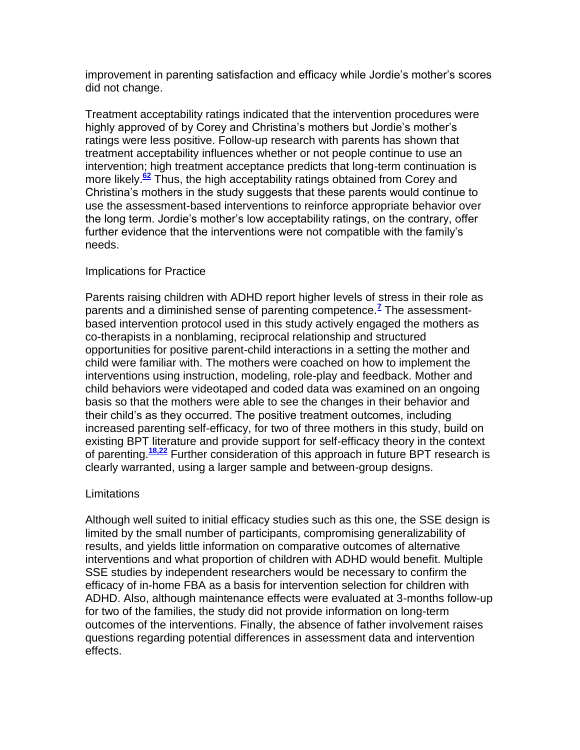improvement in parenting satisfaction and efficacy while Jordie's mother's scores did not change.

Treatment acceptability ratings indicated that the intervention procedures were highly approved of by Corey and Christina's mothers but Jordie's mother's ratings were less positive. Follow-up research with parents has shown that treatment acceptability influences whether or not people continue to use an intervention; high treatment acceptance predicts that long-term continuation is more likely.[62] Thus, the high acceptability ratings obtained from Corey and Christina's mothers in the study suggests that these parents would continue to use the assessment-based interventions to reinforce appropriate behavior over the long term. Jordie's mother's low acceptability ratings, on the contrary, offer further evidence that the interventions were not compatible with the family's needs.

## Implications for Practice

Parents raising children with ADHD report higher levels of stress in their role as parents and a diminished sense of parenting competence.[7] The assessment-based intervention protocol used in this study actively engaged the mothers as co-therapists in a nonblaming, reciprocal relationship and structured opportunities for positive parent-child interactions in a setting the mother and child were familiar with. The mothers were coached on how to implement the interventions using instruction, modeling, role-play and feedback. Mother and child behaviors were videotaped and coded data was examined on an ongoing basis so that the mothers were able to see the changes in their behavior and their child's as they occurred. The positive treatment outcomes, including increased parenting self-efficacy, for two of three mothers in this study, build on existing BPT literature and provide support for self-efficacy theory in the context of parenting.[18,22] Further consideration of this approach in future BPT research is clearly warranted, using a larger sample and between-group designs.

## Limitations

Although well suited to initial efficacy studies such as this one, the SSE design is limited by the small number of participants, compromising generalizability of results, and yields little information on comparative outcomes of alternative interventions and what proportion of children with ADHD would benefit. Multiple SSE studies by independent researchers would be necessary to confirm the efficacy of in-home FBA as a basis for intervention selection for children with ADHD. Also, although maintenance effects were evaluated at 3-months follow-up for two of the families, the study did not provide information on long-term outcomes of the interventions. Finally, the absence of father involvement raises questions regarding potential differences in assessment data and intervention effects.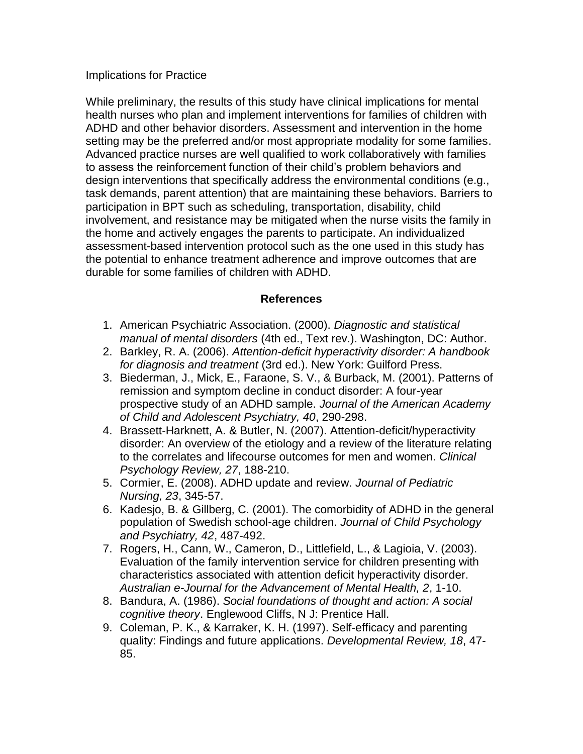Implications for Practice

While preliminary, the results of this study have clinical implications for mental health nurses who plan and implement interventions for families of children with ADHD and other behavior disorders. Assessment and intervention in the home setting may be the preferred and/or most appropriate modality for some families. Advanced practice nurses are well qualified to work collaboratively with families to assess the reinforcement function of their child's problem behaviors and design interventions that specifically address the environmental conditions (e.g., task demands, parent attention) that are maintaining these behaviors. Barriers to participation in BPT such as scheduling, transportation, disability, child involvement, and resistance may be mitigated when the nurse visits the family in the home and actively engages the parents to participate. An individualized assessment-based intervention protocol such as the one used in this study has the potential to enhance treatment adherence and improve outcomes that are durable for some families of children with ADHD.

## References

1. American Psychiatric Association. (2000). *Diagnostic and statistical manual of mental disorders* (4th ed., Text rev.). Washington, DC: Author.
2. Barkley, R. A. (2006). *Attention-deficit hyperactivity disorder: A handbook for diagnosis and treatment* (3rd ed.). New York: Guilford Press.
3. Biederman, J., Mick, E., Faraone, S. V., & Burback, M. (2001). Patterns of remission and symptom decline in conduct disorder: A four-year prospective study of an ADHD sample. *Journal of the American Academy of Child and Adolescent Psychiatry, 40*, 290-298.
4. Brassett-Harknett, A. & Butler, N. (2007). Attention-deficit/hyperactivity disorder: An overview of the etiology and a review of the literature relating to the correlates and lifecourse outcomes for men and women. *Clinical Psychology Review, 27*, 188-210.
5. Cormier, E. (2008). ADHD update and review. *Journal of Pediatric Nursing, 23*, 345-57.
6. Kadesjo, B. & Gillberg, C. (2001). The comorbidity of ADHD in the general population of Swedish school-age children. *Journal of Child Psychology and Psychiatry, 42*, 487-492.
7. Rogers, H., Cann, W., Cameron, D., Littlefield, L., & Lagioia, V. (2003). Evaluation of the family intervention service for children presenting with characteristics associated with attention deficit hyperactivity disorder. *Australian e-Journal for the Advancement of Mental Health, 2*, 1-10.
8. Bandura, A. (1986). *Social foundations of thought and action: A social cognitive theory*. Englewood Cliffs, N J: Prentice Hall.
9. Coleman, P. K., & Karraker, K. H. (1997). Self-efficacy and parenting quality: Findings and future applications. *Developmental Review, 18*, 47-85.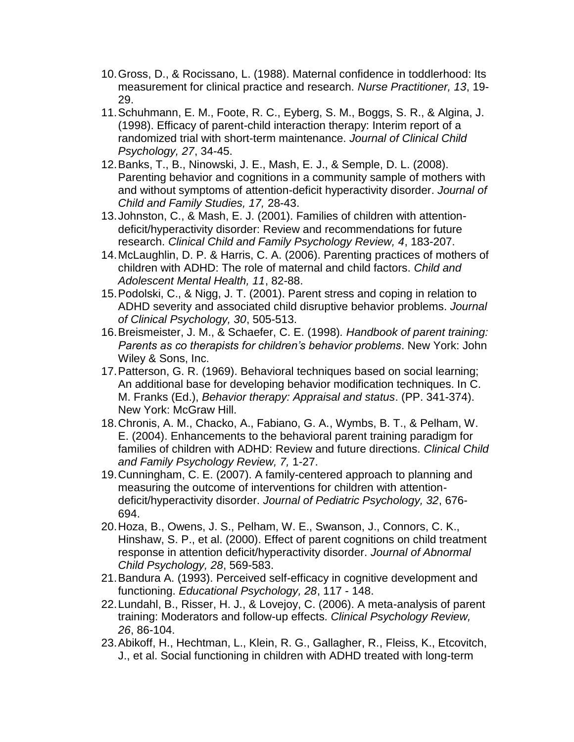10. Gross, D., & Rocissano, L. (1988). Maternal confidence in toddlerhood: Its measurement for clinical practice and research. *Nurse Practitioner, 13*, 19-29.
11. Schuhmann, E. M., Foote, R. C., Eyberg, S. M., Boggs, S. R., & Algina, J. (1998). Efficacy of parent-child interaction therapy: Interim report of a randomized trial with short-term maintenance. *Journal of Clinical Child Psychology, 27*, 34-45.
12. Banks, T., B., Ninowski, J. E., Mash, E. J., & Semple, D. L. (2008). Parenting behavior and cognitions in a community sample of mothers with and without symptoms of attention-deficit hyperactivity disorder. *Journal of Child and Family Studies, 17,* 28-43.
13. Johnston, C., & Mash, E. J. (2001). Families of children with attention-deficit/hyperactivity disorder: Review and recommendations for future research. *Clinical Child and Family Psychology Review, 4*, 183-207.
14. McLaughlin, D. P. & Harris, C. A. (2006). Parenting practices of mothers of children with ADHD: The role of maternal and child factors. *Child and Adolescent Mental Health, 11*, 82-88.
15. Podolski, C., & Nigg, J. T. (2001). Parent stress and coping in relation to ADHD severity and associated child disruptive behavior problems. *Journal of Clinical Psychology, 30*, 505-513.
16. Breismeister, J. M., & Schaefer, C. E. (1998). *Handbook of parent training: Parents as co therapists for children's behavior problems*. New York: John Wiley & Sons, Inc.
17. Patterson, G. R. (1969). Behavioral techniques based on social learning; An additional base for developing behavior modification techniques. In C. M. Franks (Ed.), *Behavior therapy: Appraisal and status*. (PP. 341-374). New York: McGraw Hill.
18. Chronis, A. M., Chacko, A., Fabiano, G. A., Wymbs, B. T., & Pelham, W. E. (2004). Enhancements to the behavioral parent training paradigm for families of children with ADHD: Review and future directions. *Clinical Child and Family Psychology Review, 7,* 1-27.
19. Cunningham, C. E. (2007). A family-centered approach to planning and measuring the outcome of interventions for children with attention-deficit/hyperactivity disorder. *Journal of Pediatric Psychology, 32*, 676-694.
20. Hoza, B., Owens, J. S., Pelham, W. E., Swanson, J., Connors, C. K., Hinshaw, S. P., et al. (2000). Effect of parent cognitions on child treatment response in attention deficit/hyperactivity disorder. *Journal of Abnormal Child Psychology, 28*, 569-583.
21. Bandura A. (1993). Perceived self-efficacy in cognitive development and functioning. *Educational Psychology, 28*, 117 - 148.
22. Lundahl, B., Risser, H. J., & Lovejoy, C. (2006). A meta-analysis of parent training: Moderators and follow-up effects. *Clinical Psychology Review, 26*, 86-104.
23. Abikoff, H., Hechtman, L., Klein, R. G., Gallagher, R., Fleiss, K., Etcovitch, J., et al. Social functioning in children with ADHD treated with long-term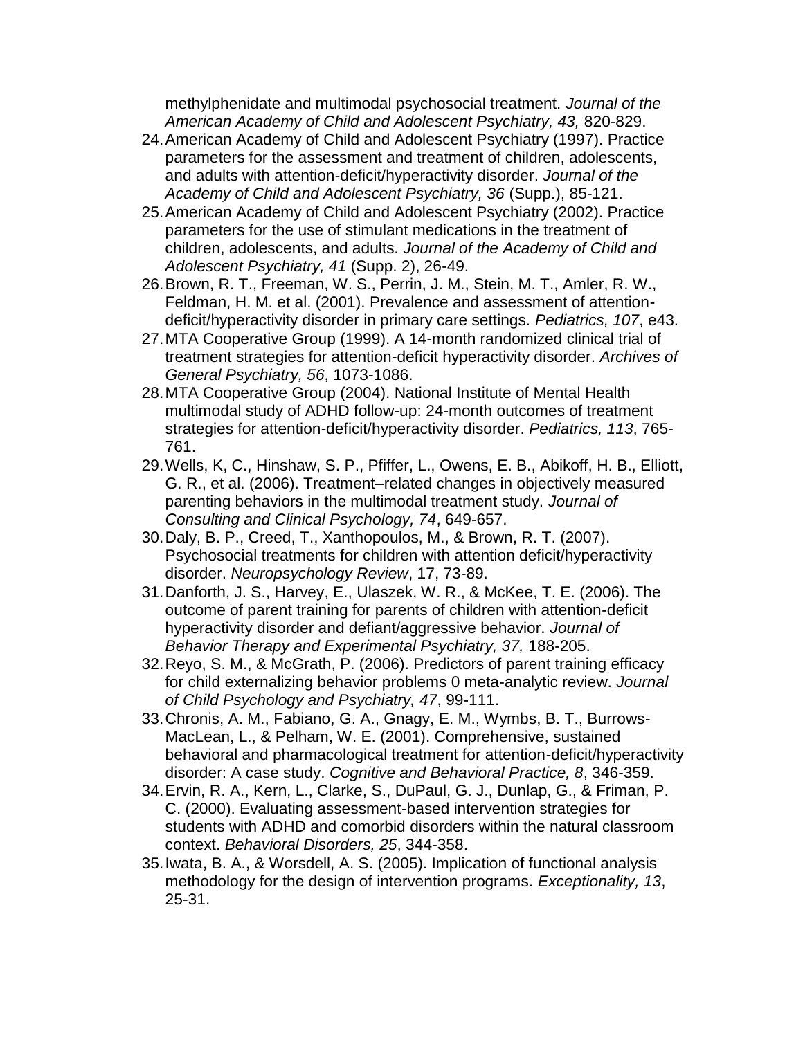methylphenidate and multimodal psychosocial treatment. *Journal of the American Academy of Child and Adolescent Psychiatry, 43,* 820-829.

24. American Academy of Child and Adolescent Psychiatry (1997). Practice parameters for the assessment and treatment of children, adolescents, and adults with attention-deficit/hyperactivity disorder. *Journal of the Academy of Child and Adolescent Psychiatry, 36* (Supp.), 85-121.
25. American Academy of Child and Adolescent Psychiatry (2002). Practice parameters for the use of stimulant medications in the treatment of children, adolescents, and adults. *Journal of the Academy of Child and Adolescent Psychiatry, 41* (Supp. 2), 26-49.
26. Brown, R. T., Freeman, W. S., Perrin, J. M., Stein, M. T., Amler, R. W., Feldman, H. M. et al. (2001). Prevalence and assessment of attention-deficit/hyperactivity disorder in primary care settings. *Pediatrics, 107*, e43.
27. MTA Cooperative Group (1999). A 14-month randomized clinical trial of treatment strategies for attention-deficit hyperactivity disorder. *Archives of General Psychiatry, 56*, 1073-1086.
28. MTA Cooperative Group (2004). National Institute of Mental Health multimodal study of ADHD follow-up: 24-month outcomes of treatment strategies for attention-deficit/hyperactivity disorder. *Pediatrics, 113*, 765-761.
29. Wells, K, C., Hinshaw, S. P., Pfiffer, L., Owens, E. B., Abikoff, H. B., Elliott, G. R., et al. (2006). Treatment–related changes in objectively measured parenting behaviors in the multimodal treatment study. *Journal of Consulting and Clinical Psychology, 74*, 649-657.
30. Daly, B. P., Creed, T., Xanthopoulos, M., & Brown, R. T. (2007). Psychosocial treatments for children with attention deficit/hyperactivity disorder. *Neuropsychology Review*, 17, 73-89.
31. Danforth, J. S., Harvey, E., Ulaszek, W. R., & McKee, T. E. (2006). The outcome of parent training for parents of children with attention-deficit hyperactivity disorder and defiant/aggressive behavior. *Journal of Behavior Therapy and Experimental Psychiatry, 37,* 188-205.
32. Reyo, S. M., & McGrath, P. (2006). Predictors of parent training efficacy for child externalizing behavior problems 0 meta-analytic review. *Journal of Child Psychology and Psychiatry, 47*, 99-111.
33. Chronis, A. M., Fabiano, G. A., Gnagy, E. M., Wymbs, B. T., Burrows-MacLean, L., & Pelham, W. E. (2001). Comprehensive, sustained behavioral and pharmacological treatment for attention-deficit/hyperactivity disorder: A case study. *Cognitive and Behavioral Practice, 8*, 346-359.
34. Ervin, R. A., Kern, L., Clarke, S., DuPaul, G. J., Dunlap, G., & Friman, P. C. (2000). Evaluating assessment-based intervention strategies for students with ADHD and comorbid disorders within the natural classroom context. *Behavioral Disorders, 25*, 344-358.
35. Iwata, B. A., & Worsdell, A. S. (2005). Implication of functional analysis methodology for the design of intervention programs. *Exceptionality, 13*, 25-31.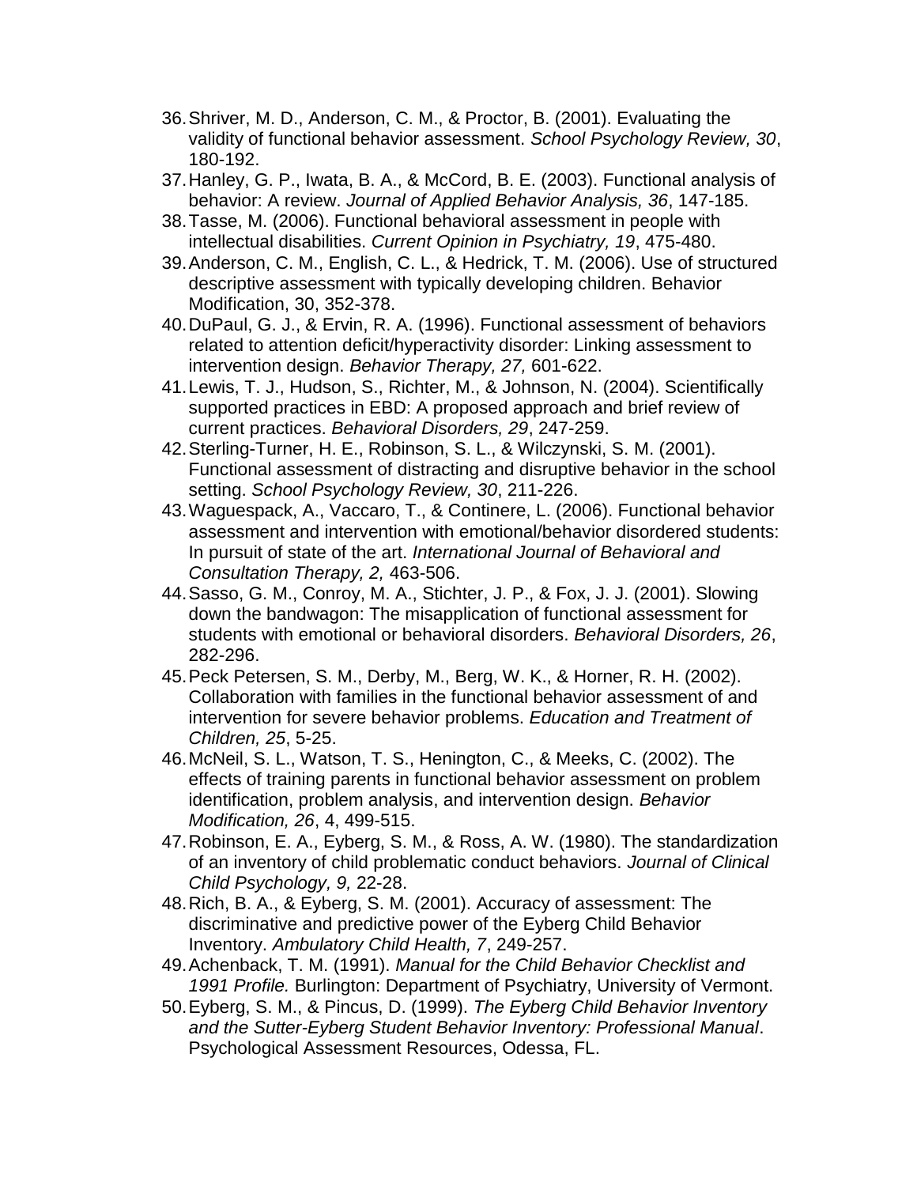36. Shriver, M. D., Anderson, C. M., & Proctor, B. (2001). Evaluating the validity of functional behavior assessment. *School Psychology Review, 30*, 180-192.
37. Hanley, G. P., Iwata, B. A., & McCord, B. E. (2003). Functional analysis of behavior: A review. *Journal of Applied Behavior Analysis, 36*, 147-185.
38. Tasse, M. (2006). Functional behavioral assessment in people with intellectual disabilities. *Current Opinion in Psychiatry, 19*, 475-480.
39. Anderson, C. M., English, C. L., & Hedrick, T. M. (2006). Use of structured descriptive assessment with typically developing children. Behavior Modification, 30, 352-378.
40. DuPaul, G. J., & Ervin, R. A. (1996). Functional assessment of behaviors related to attention deficit/hyperactivity disorder: Linking assessment to intervention design. *Behavior Therapy, 27,* 601-622.
41. Lewis, T. J., Hudson, S., Richter, M., & Johnson, N. (2004). Scientifically supported practices in EBD: A proposed approach and brief review of current practices. *Behavioral Disorders, 29*, 247-259.
42. Sterling-Turner, H. E., Robinson, S. L., & Wilczynski, S. M. (2001). Functional assessment of distracting and disruptive behavior in the school setting. *School Psychology Review, 30*, 211-226.
43. Waguespack, A., Vaccaro, T., & Continere, L. (2006). Functional behavior assessment and intervention with emotional/behavior disordered students: In pursuit of state of the art. *International Journal of Behavioral and Consultation Therapy, 2,* 463-506.
44. Sasso, G. M., Conroy, M. A., Stichter, J. P., & Fox, J. J. (2001). Slowing down the bandwagon: The misapplication of functional assessment for students with emotional or behavioral disorders. *Behavioral Disorders, 26*, 282-296.
45. Peck Petersen, S. M., Derby, M., Berg, W. K., & Horner, R. H. (2002). Collaboration with families in the functional behavior assessment of and intervention for severe behavior problems. *Education and Treatment of Children, 25*, 5-25.
46. McNeil, S. L., Watson, T. S., Henington, C., & Meeks, C. (2002). The effects of training parents in functional behavior assessment on problem identification, problem analysis, and intervention design. *Behavior Modification, 26*, 4, 499-515.
47. Robinson, E. A., Eyberg, S. M., & Ross, A. W. (1980). The standardization of an inventory of child problematic conduct behaviors. *Journal of Clinical Child Psychology, 9,* 22-28.
48. Rich, B. A., & Eyberg, S. M. (2001). Accuracy of assessment: The discriminative and predictive power of the Eyberg Child Behavior Inventory. *Ambulatory Child Health, 7*, 249-257.
49. Achenback, T. M. (1991). *Manual for the Child Behavior Checklist and 1991 Profile.* Burlington: Department of Psychiatry, University of Vermont.
50. Eyberg, S. M., & Pincus, D. (1999). *The Eyberg Child Behavior Inventory and the Sutter-Eyberg Student Behavior Inventory: Professional Manual*. Psychological Assessment Resources, Odessa, FL.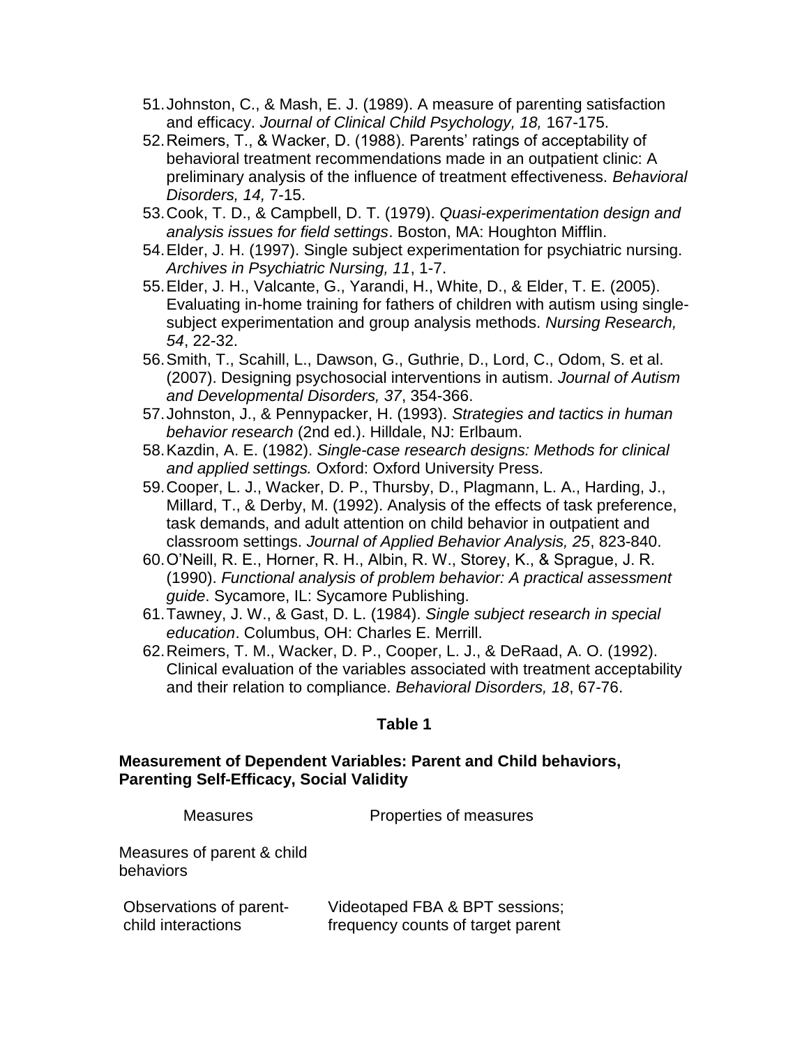51. Johnston, C., & Mash, E. J. (1989). A measure of parenting satisfaction and efficacy. *Journal of Clinical Child Psychology, 18,* 167-175.
52. Reimers, T., & Wacker, D. (1988). Parents' ratings of acceptability of behavioral treatment recommendations made in an outpatient clinic: A preliminary analysis of the influence of treatment effectiveness. *Behavioral Disorders, 14,* 7-15.
53. Cook, T. D., & Campbell, D. T. (1979). *Quasi-experimentation design and analysis issues for field settings*. Boston, MA: Houghton Mifflin.
54. Elder, J. H. (1997). Single subject experimentation for psychiatric nursing. *Archives in Psychiatric Nursing, 11*, 1-7.
55. Elder, J. H., Valcante, G., Yarandi, H., White, D., & Elder, T. E. (2005). Evaluating in-home training for fathers of children with autism using single-subject experimentation and group analysis methods. *Nursing Research, 54*, 22-32.
56. Smith, T., Scahill, L., Dawson, G., Guthrie, D., Lord, C., Odom, S. et al. (2007). Designing psychosocial interventions in autism. *Journal of Autism and Developmental Disorders, 37*, 354-366.
57. Johnston, J., & Pennypacker, H. (1993). *Strategies and tactics in human behavior research* (2nd ed.). Hilldale, NJ: Erlbaum.
58. Kazdin, A. E. (1982). *Single-case research designs: Methods for clinical and applied settings.* Oxford: Oxford University Press.
59. Cooper, L. J., Wacker, D. P., Thursby, D., Plagmann, L. A., Harding, J., Millard, T., & Derby, M. (1992). Analysis of the effects of task preference, task demands, and adult attention on child behavior in outpatient and classroom settings. *Journal of Applied Behavior Analysis, 25*, 823-840.
60. O'Neill, R. E., Horner, R. H., Albin, R. W., Storey, K., & Sprague, J. R. (1990). *Functional analysis of problem behavior: A practical assessment guide*. Sycamore, IL: Sycamore Publishing.
61. Tawney, J. W., & Gast, D. L. (1984). *Single subject research in special education*. Columbus, OH: Charles E. Merrill.
62. Reimers, T. M., Wacker, D. P., Cooper, L. J., & DeRaad, A. O. (1992). Clinical evaluation of the variables associated with treatment acceptability and their relation to compliance. *Behavioral Disorders, 18*, 67-76.

**Table 1**

**Measurement of Dependent Variables: Parent and Child behaviors, Parenting Self-Efficacy, Social Validity**

| Measures | Properties of measures |
|---|---|
| Measures of parent & child behaviors | |
| Observations of parent-child interactions | Videotaped FBA & BPT sessions; frequency counts of target parent |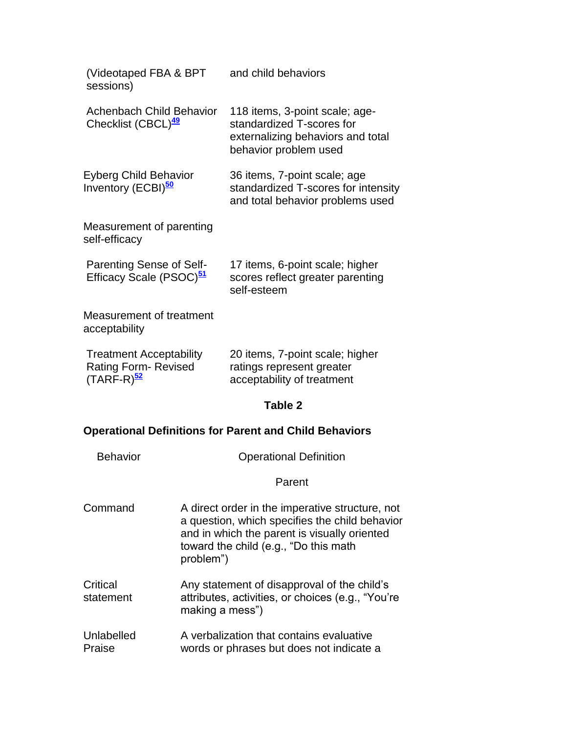| | |
|---|---|
| (Videotaped FBA & BPT sessions) | and child behaviors |
| Achenbach Child Behavior Checklist (CBCL)[49] | 118 items, 3-point scale; age-standardized T-scores for externalizing behaviors and total behavior problem used |
| Eyberg Child Behavior Inventory (ECBI)[50] | 36 items, 7-point scale; age standardized T-scores for intensity and total behavior problems used |
| Measurement of parenting self-efficacy | |
| Parenting Sense of Self-Efficacy Scale (PSOC)[51] | 17 items, 6-point scale; higher scores reflect greater parenting self-esteem |
| Measurement of treatment acceptability | |
| Treatment Acceptability Rating Form- Revised (TARF-R)[52] | 20 items, 7-point scale; higher ratings represent greater acceptability of treatment |

**Table 2**

**Operational Definitions for Parent and Child Behaviors**

| Behavior | Operational Definition |
|---|---|
| | Parent |
| Command | A direct order in the imperative structure, not a question, which specifies the child behavior and in which the parent is visually oriented toward the child (e.g., "Do this math problem") |
| Critical statement | Any statement of disapproval of the child's attributes, activities, or choices (e.g., "You're making a mess") |
| Unlabelled Praise | A verbalization that contains evaluative words or phrases but does not indicate a |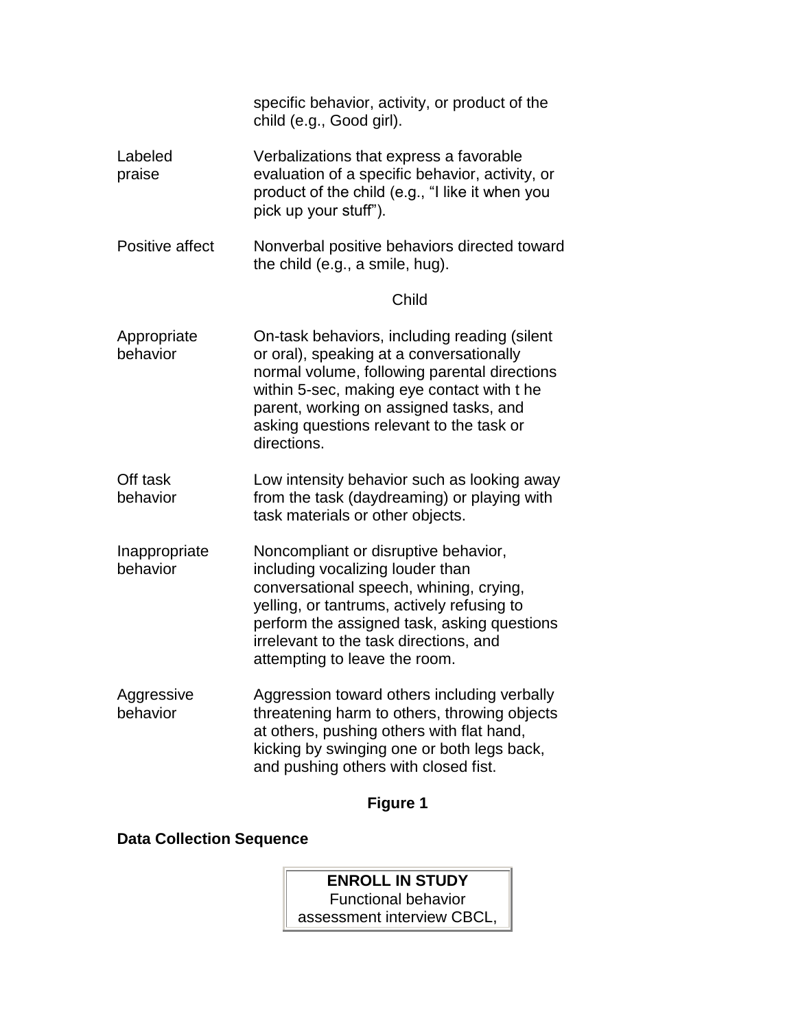| | |
|---|---|
| | specific behavior, activity, or product of the child (e.g., Good girl). |
| Labeled praise | Verbalizations that express a favorable evaluation of a specific behavior, activity, or product of the child (e.g., “I like it when you pick up your stuff”). |
| Positive affect | Nonverbal positive behaviors directed toward the child (e.g., a smile, hug). |
| | Child |
| Appropriate behavior | On-task behaviors, including reading (silent or oral), speaking at a conversationally normal volume, following parental directions within 5-sec, making eye contact with t he parent, working on assigned tasks, and asking questions relevant to the task or directions. |
| Off task behavior | Low intensity behavior such as looking away from the task (daydreaming) or playing with task materials or other objects. |
| Inappropriate behavior | Noncompliant or disruptive behavior, including vocalizing louder than conversational speech, whining, crying, yelling, or tantrums, actively refusing to perform the assigned task, asking questions irrelevant to the task directions, and attempting to leave the room. |
| Aggressive behavior | Aggression toward others including verbally threatening harm to others, throwing objects at others, pushing others with flat hand, kicking by swinging one or both legs back, and pushing others with closed fist. |

**Figure 1**

**Data Collection Sequence**

**ENROLL IN STUDY**
Functional behavior assessment interview CBCL,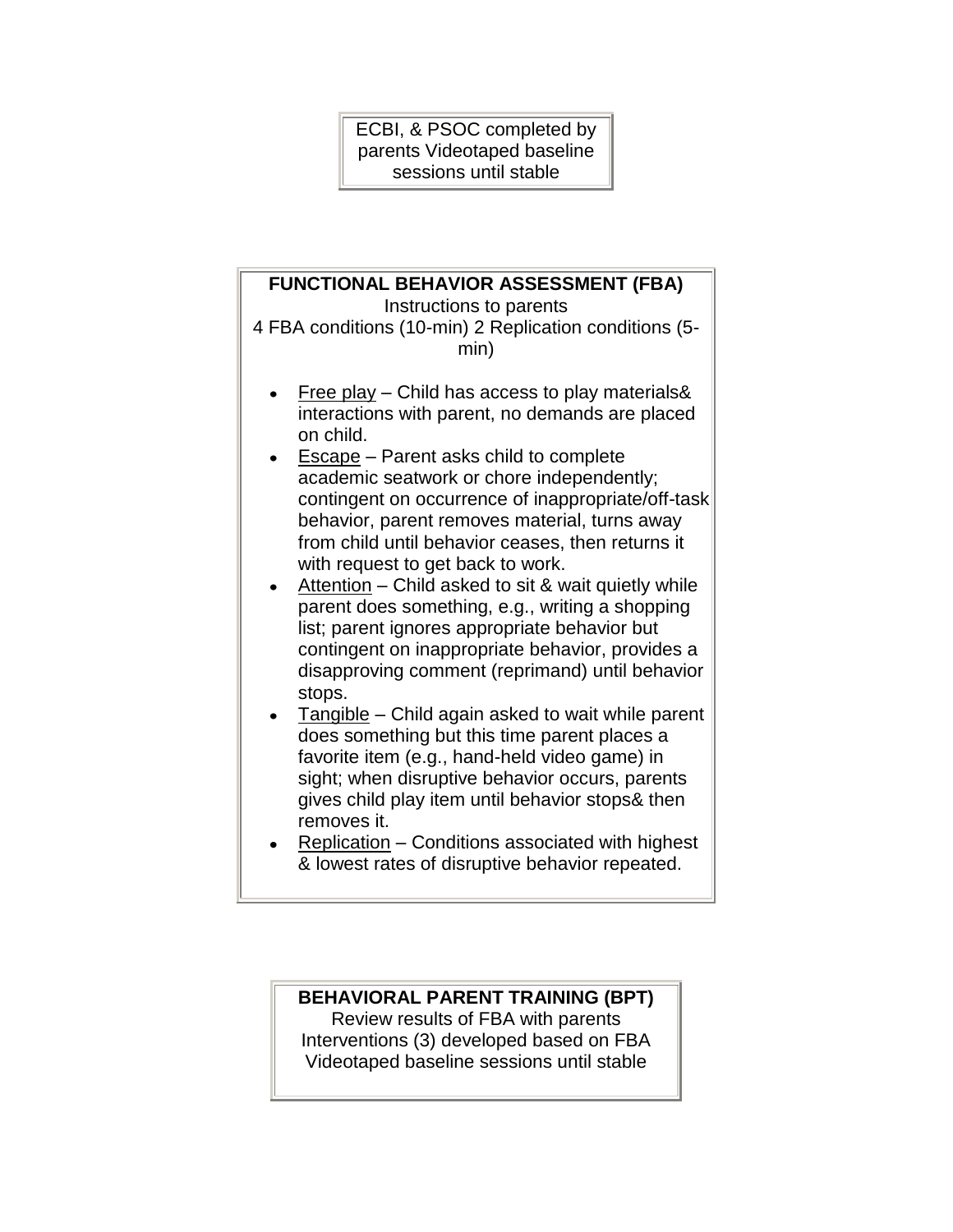ECBI, & PSOC completed by parents Videotaped baseline sessions until stable

**FUNCTIONAL BEHAVIOR ASSESSMENT (FBA)**

Instructions to parents

4 FBA conditions (10-min) 2 Replication conditions (5-min)

- Free play – Child has access to play materials& interactions with parent, no demands are placed on child.
- Escape – Parent asks child to complete academic seatwork or chore independently; contingent on occurrence of inappropriate/off-task behavior, parent removes material, turns away from child until behavior ceases, then returns it with request to get back to work.
- Attention – Child asked to sit & wait quietly while parent does something, e.g., writing a shopping list; parent ignores appropriate behavior but contingent on inappropriate behavior, provides a disapproving comment (reprimand) until behavior stops.
- Tangible – Child again asked to wait while parent does something but this time parent places a favorite item (e.g., hand-held video game) in sight; when disruptive behavior occurs, parents gives child play item until behavior stops& then removes it.
- Replication – Conditions associated with highest & lowest rates of disruptive behavior repeated.

**BEHAVIORAL PARENT TRAINING (BPT)**

Review results of FBA with parents

Interventions (3) developed based on FBA

Videotaped baseline sessions until stable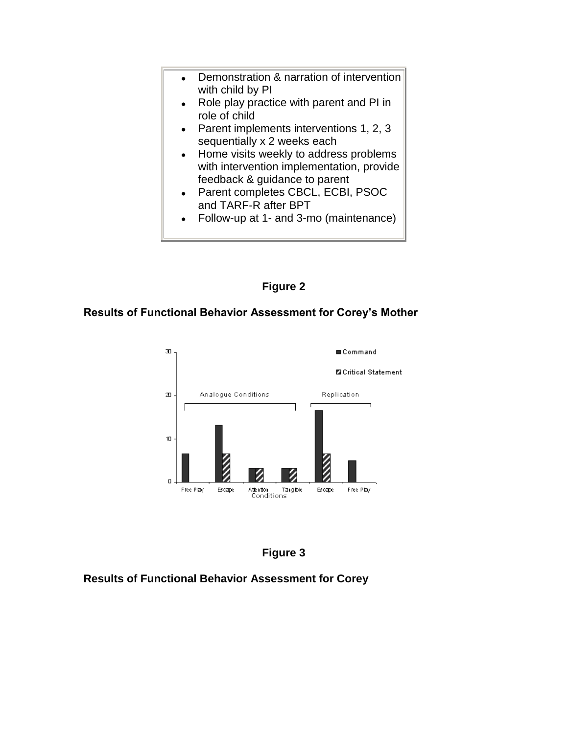- Demonstration & narration of intervention with child by PI
- Role play practice with parent and PI in role of child
- Parent implements interventions 1, 2, 3 sequentially x 2 weeks each
- Home visits weekly to address problems with intervention implementation, provide feedback & guidance to parent
- Parent completes CBCL, ECBI, PSOC and TARF-R after BPT
- Follow-up at 1- and 3-mo (maintenance)

**Figure 2**

**Results of Functional Behavior Assessment for Corey's Mother**

**Figure 3**

**Results of Functional Behavior Assessment for Corey**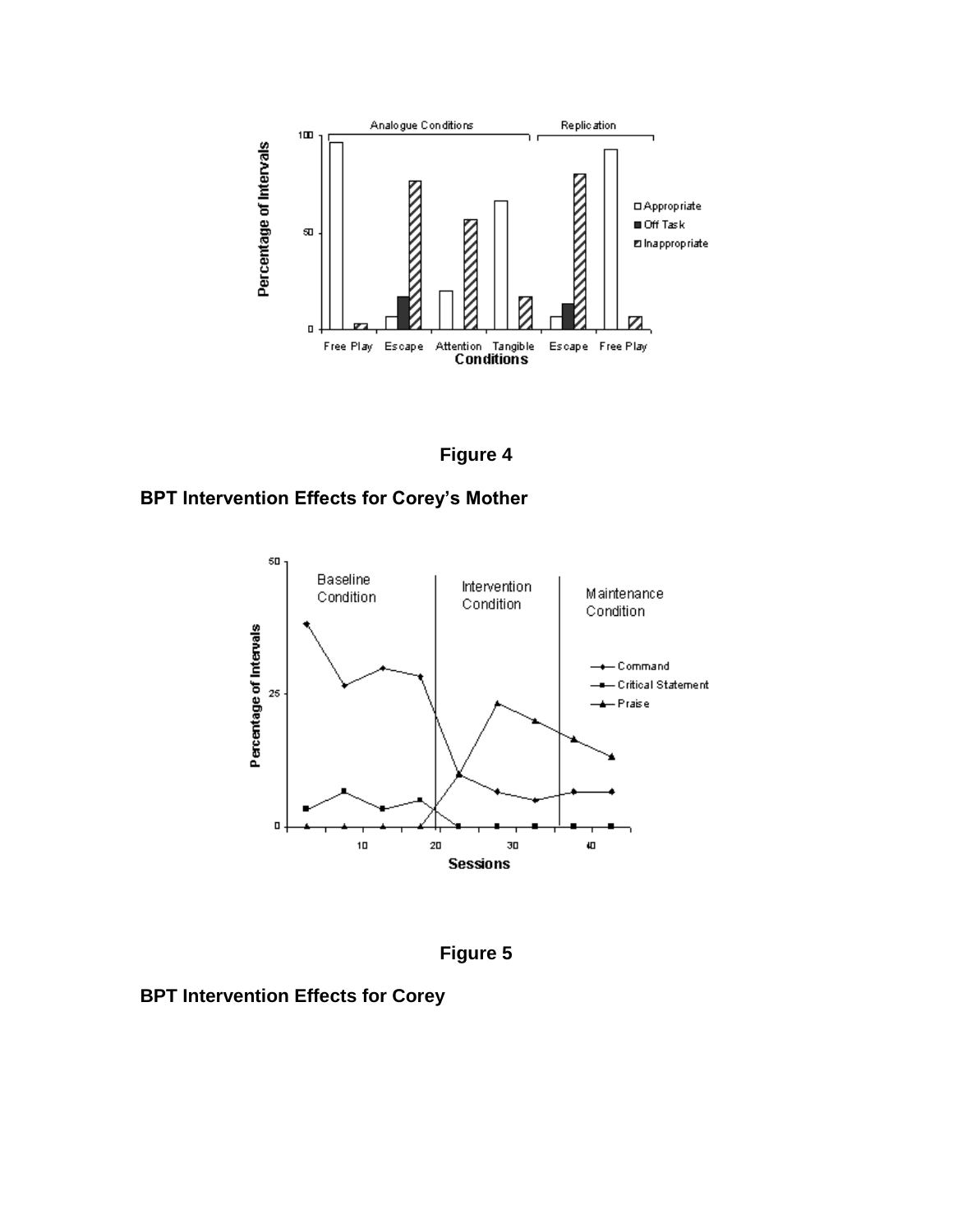**Figure 4**

**BPT Intervention Effects for Corey's Mother**

**Figure 5**

**BPT Intervention Effects for Corey**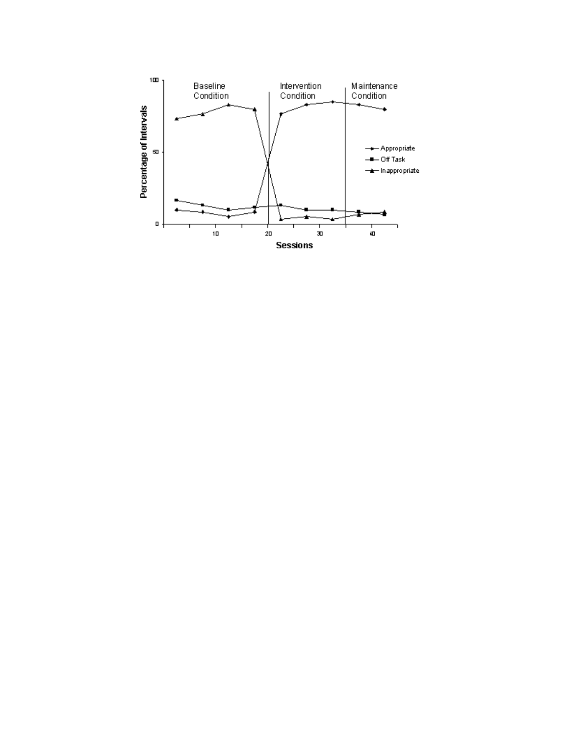Baseline Condition

Intervention Condition

Maintenance Condition

100

50

0

Percentage of Intervals

10

20

30

40

Sessions

Appropriate

Off Task

Inappropriate